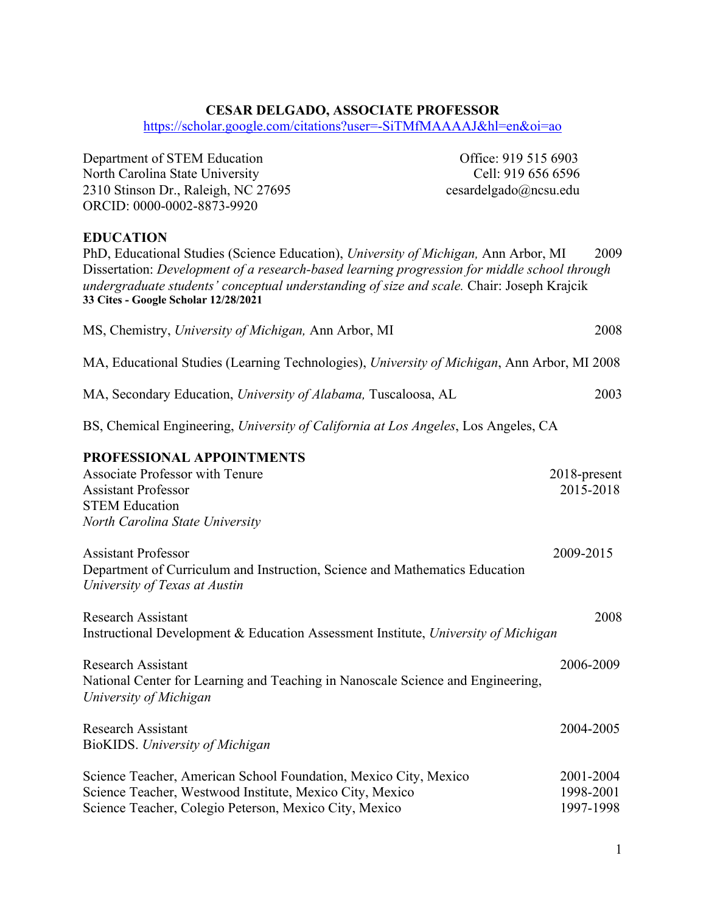# CESAR DELGADO, ASSOCIATE PROFESSOR

https://scholar.google.com/citations?user=-SiTMfMAAAAJ&hl=en&oi=ao

Department of STEM Education
North Carolina State University
2310 Stinson Dr., Raleigh, NC 27695
ORCID: 0000-0002-8873-9920

Office: 919 515 6903
Cell: 919 656 6596
cesardelgado@ncsu.edu

## EDUCATION

PhD, Educational Studies (Science Education), *University of Michigan,* Ann Arbor, MI 2009
Dissertation: *Development of a research-based learning progression for middle school through undergraduate students' conceptual understanding of size and scale.* Chair: Joseph Krajcik
**33 Cites - Google Scholar 12/28/2021**

MS, Chemistry, *University of Michigan,* Ann Arbor, MI 2008

MA, Educational Studies (Learning Technologies), *University of Michigan*, Ann Arbor, MI 2008

MA, Secondary Education, *University of Alabama,* Tuscaloosa, AL 2003

BS, Chemical Engineering, *University of California at Los Angeles*, Los Angeles, CA

## PROFESSIONAL APPOINTMENTS

Associate Professor with Tenure 2018-present
Assistant Professor 2015-2018
STEM Education
*North Carolina State University*

Assistant Professor 2009-2015
Department of Curriculum and Instruction, Science and Mathematics Education
*University of Texas at Austin*

Research Assistant 2008
Instructional Development & Education Assessment Institute, *University of Michigan*

Research Assistant 2006-2009
National Center for Learning and Teaching in Nanoscale Science and Engineering, *University of Michigan*

Research Assistant 2004-2005
BioKIDS. *University of Michigan*

Science Teacher, American School Foundation, Mexico City, Mexico 2001-2004
Science Teacher, Westwood Institute, Mexico City, Mexico 1998-2001
Science Teacher, Colegio Peterson, Mexico City, Mexico 1997-1998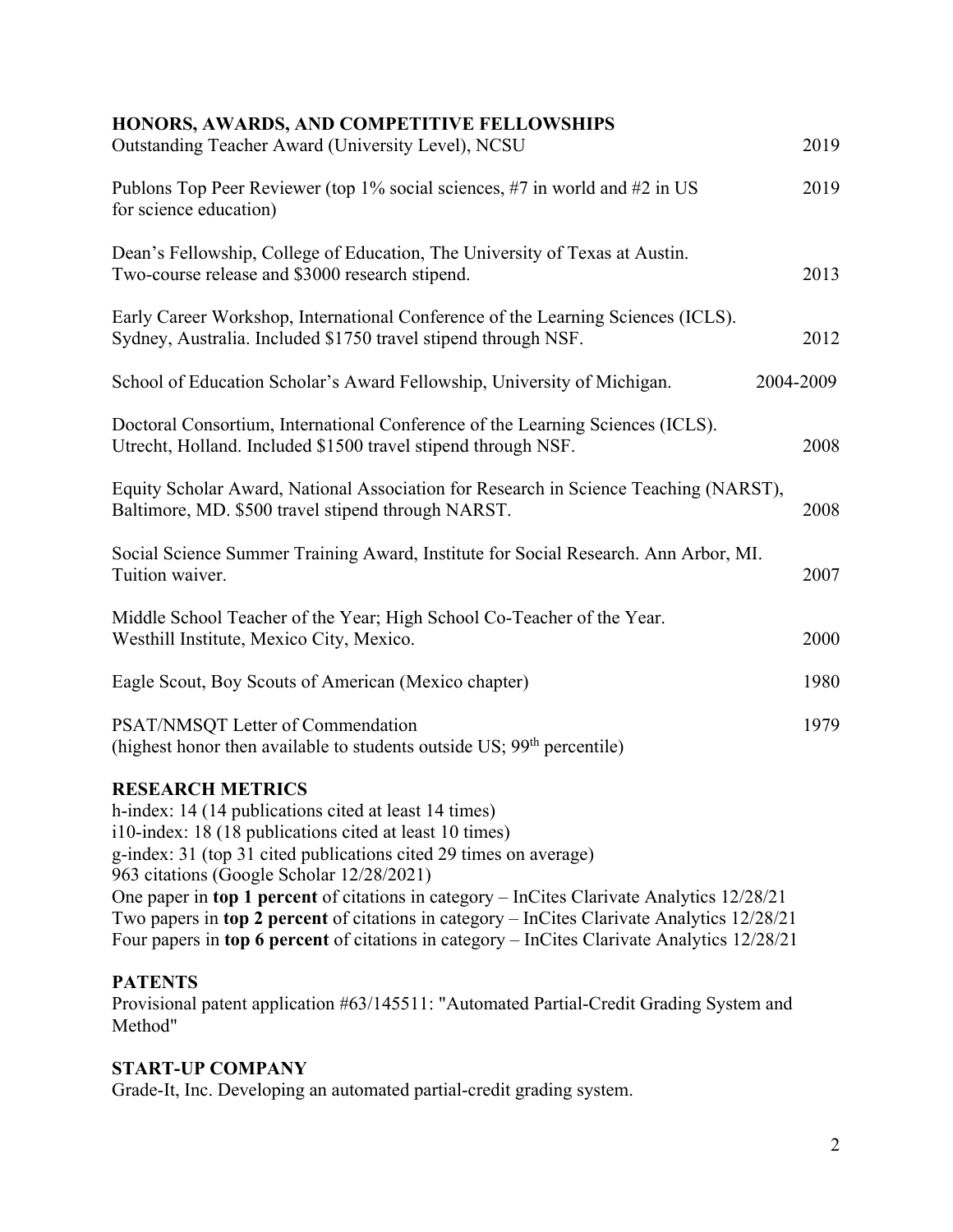## HONORS, AWARDS, AND COMPETITIVE FELLOWSHIPS

Outstanding Teacher Award (University Level), NCSU 2019

Publons Top Peer Reviewer (top 1% social sciences, #7 in world and #2 in US for science education) 2019

Dean's Fellowship, College of Education, The University of Texas at Austin. Two-course release and $3000 research stipend. 2013

Early Career Workshop, International Conference of the Learning Sciences (ICLS). Sydney, Australia. Included $1750 travel stipend through NSF. 2012

School of Education Scholar's Award Fellowship, University of Michigan. 2004-2009

Doctoral Consortium, International Conference of the Learning Sciences (ICLS). Utrecht, Holland. Included $1500 travel stipend through NSF. 2008

Equity Scholar Award, National Association for Research in Science Teaching (NARST), Baltimore, MD. $500 travel stipend through NARST. 2008

Social Science Summer Training Award, Institute for Social Research. Ann Arbor, MI. Tuition waiver. 2007

Middle School Teacher of the Year; High School Co-Teacher of the Year. Westhill Institute, Mexico City, Mexico. 2000

Eagle Scout, Boy Scouts of American (Mexico chapter) 1980

PSAT/NMSQT Letter of Commendation (highest honor then available to students outside US; 99th percentile) 1979

## RESEARCH METRICS

h-index: 14 (14 publications cited at least 14 times)
i10-index: 18 (18 publications cited at least 10 times)
g-index: 31 (top 31 cited publications cited 29 times on average)
963 citations (Google Scholar 12/28/2021)
One paper in **top 1 percent** of citations in category – InCites Clarivate Analytics 12/28/21
Two papers in **top 2 percent** of citations in category – InCites Clarivate Analytics 12/28/21
Four papers in **top 6 percent** of citations in category – InCites Clarivate Analytics 12/28/21

## PATENTS

Provisional patent application #63/145511: "Automated Partial-Credit Grading System and Method"

## START-UP COMPANY

Grade-It, Inc. Developing an automated partial-credit grading system.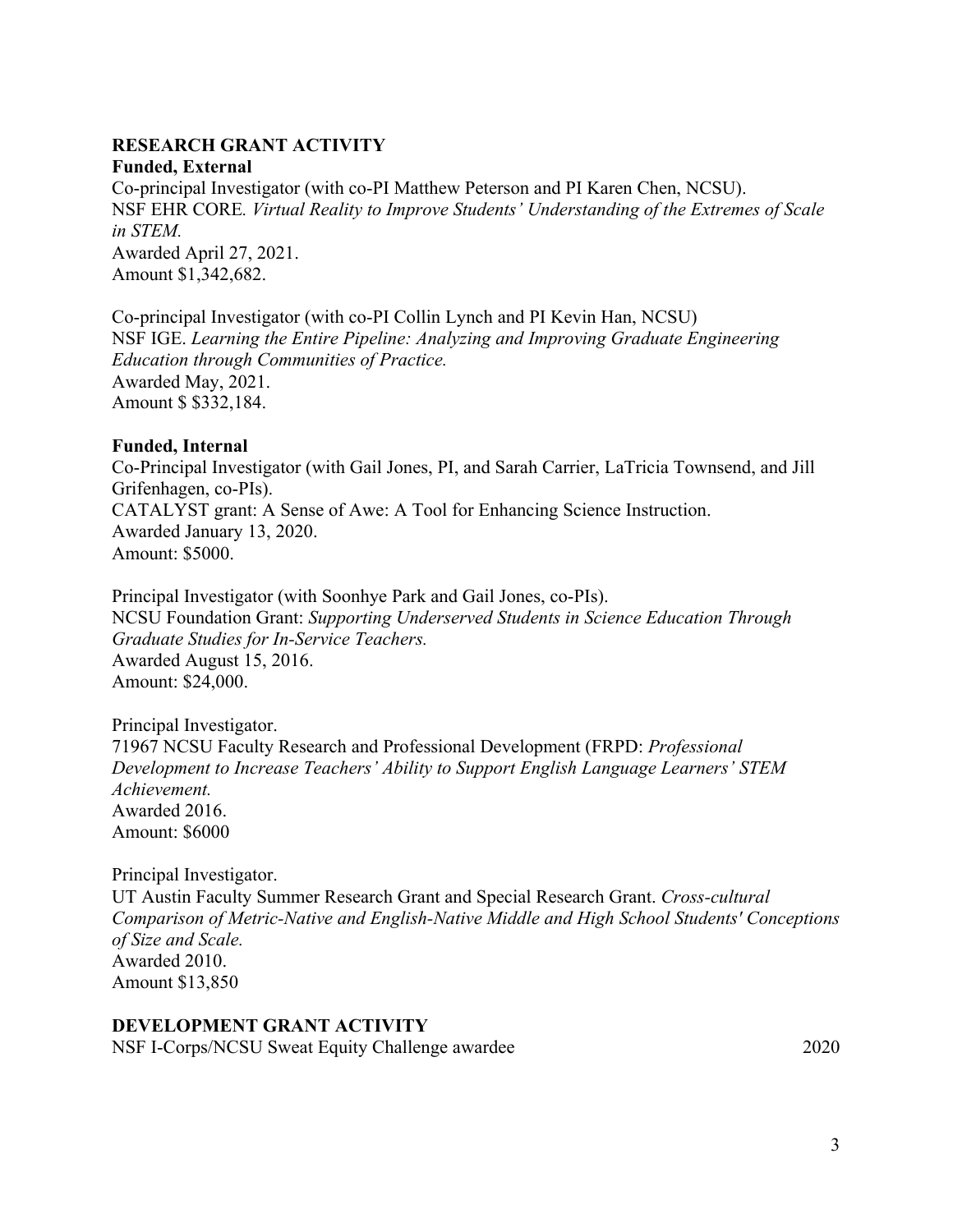## RESEARCH GRANT ACTIVITY

### Funded, External

Co-principal Investigator (with co-PI Matthew Peterson and PI Karen Chen, NCSU).
NSF EHR CORE. *Virtual Reality to Improve Students' Understanding of the Extremes of Scale in STEM.*
Awarded April 27, 2021.
Amount $1,342,682.

Co-principal Investigator (with co-PI Collin Lynch and PI Kevin Han, NCSU)
NSF IGE. *Learning the Entire Pipeline: Analyzing and Improving Graduate Engineering Education through Communities of Practice.*
Awarded May, 2021.
Amount $ $332,184.

### Funded, Internal

Co-Principal Investigator (with Gail Jones, PI, and Sarah Carrier, LaTricia Townsend, and Jill Grifenhagen, co-PIs).
CATALYST grant: A Sense of Awe: A Tool for Enhancing Science Instruction.
Awarded January 13, 2020.
Amount: $5000.

Principal Investigator (with Soonhye Park and Gail Jones, co-PIs).
NCSU Foundation Grant: *Supporting Underserved Students in Science Education Through Graduate Studies for In-Service Teachers.*
Awarded August 15, 2016.
Amount: $24,000.

Principal Investigator.
71967 NCSU Faculty Research and Professional Development (FRPD: *Professional Development to Increase Teachers' Ability to Support English Language Learners' STEM Achievement.*
Awarded 2016.
Amount: $6000

Principal Investigator.
UT Austin Faculty Summer Research Grant and Special Research Grant. *Cross-cultural Comparison of Metric-Native and English-Native Middle and High School Students' Conceptions of Size and Scale.*
Awarded 2010.
Amount $13,850

## DEVELOPMENT GRANT ACTIVITY

NSF I-Corps/NCSU Sweat Equity Challenge awardee 2020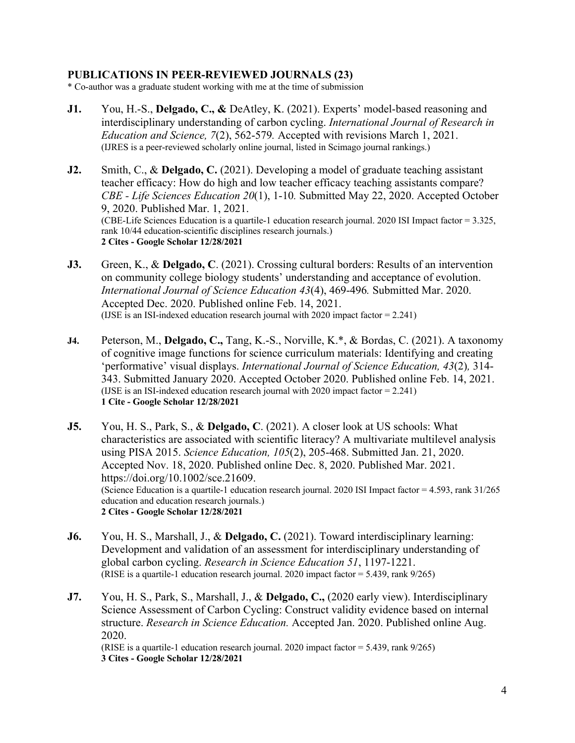## PUBLICATIONS IN PEER-REVIEWED JOURNALS (23)

* Co-author was a graduate student working with me at the time of submission

**J1.** You, H.-S., **Delgado, C., &** DeAtley, K. (2021). Experts' model-based reasoning and interdisciplinary understanding of carbon cycling. *International Journal of Research in Education and Science, 7*(2), 562-579. Accepted with revisions March 1, 2021.
(IJRES is a peer-reviewed scholarly online journal, listed in Scimago journal rankings.)

**J2.** Smith, C., & **Delgado, C.** (2021). Developing a model of graduate teaching assistant teacher efficacy: How do high and low teacher efficacy teaching assistants compare? *CBE - Life Sciences Education 20*(1), 1-10. Submitted May 22, 2020. Accepted October 9, 2020. Published Mar. 1, 2021.
(CBE-Life Sciences Education is a quartile-1 education research journal. 2020 ISI Impact factor = 3.325, rank 10/44 education-scientific disciplines research journals.)
**2 Cites - Google Scholar 12/28/2021**

**J3.** Green, K., & **Delgado, C**. (2021). Crossing cultural borders: Results of an intervention on community college biology students' understanding and acceptance of evolution. *International Journal of Science Education 43*(4), 469-496. Submitted Mar. 2020. Accepted Dec. 2020. Published online Feb. 14, 2021.
(IJSE is an ISI-indexed education research journal with 2020 impact factor = 2.241)

**J4.** Peterson, M., **Delgado, C.,** Tang, K.-S., Norville, K.*, & Bordas, C. (2021). A taxonomy of cognitive image functions for science curriculum materials: Identifying and creating 'performative' visual displays. *International Journal of Science Education, 43*(2), 314-343. Submitted January 2020. Accepted October 2020. Published online Feb. 14, 2021.
(IJSE is an ISI-indexed education research journal with 2020 impact factor = 2.241)
**1 Cite - Google Scholar 12/28/2021**

**J5.** You, H. S., Park, S., & **Delgado, C**. (2021). A closer look at US schools: What characteristics are associated with scientific literacy? A multivariate multilevel analysis using PISA 2015. *Science Education, 105*(2), 205-468. Submitted Jan. 21, 2020. Accepted Nov. 18, 2020. Published online Dec. 8, 2020. Published Mar. 2021. https://doi.org/10.1002/sce.21609.
(Science Education is a quartile-1 education research journal. 2020 ISI Impact factor = 4.593, rank 31/265 education and education research journals.)
**2 Cites - Google Scholar 12/28/2021**

**J6.** You, H. S., Marshall, J., & **Delgado, C.** (2021). Toward interdisciplinary learning: Development and validation of an assessment for interdisciplinary understanding of global carbon cycling. *Research in Science Education 51*, 1197-1221.
(RISE is a quartile-1 education research journal. 2020 impact factor = 5.439, rank 9/265)

**J7.** You, H. S., Park, S., Marshall, J., & **Delgado, C.,** (2020 early view). Interdisciplinary Science Assessment of Carbon Cycling: Construct validity evidence based on internal structure. *Research in Science Education.* Accepted Jan. 2020. Published online Aug. 2020.
(RISE is a quartile-1 education research journal. 2020 impact factor = 5.439, rank 9/265)
**3 Cites - Google Scholar 12/28/2021**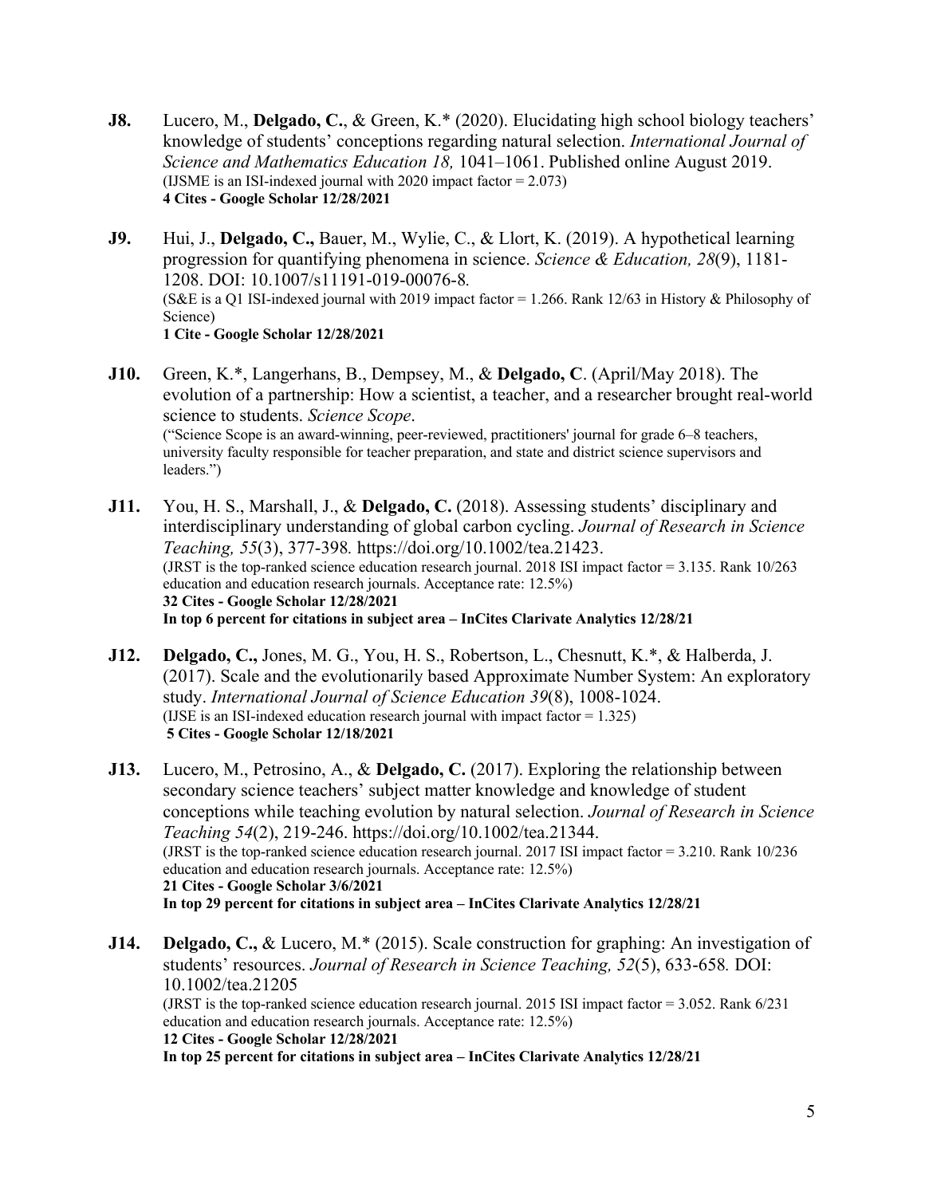**J8.** Lucero, M., **Delgado, C.**, & Green, K.* (2020). Elucidating high school biology teachers' knowledge of students' conceptions regarding natural selection. *International Journal of Science and Mathematics Education 18,* 1041–1061. Published online August 2019.
(IJSME is an ISI-indexed journal with 2020 impact factor = 2.073)
**4 Cites - Google Scholar 12/28/2021**

**J9.** Hui, J., **Delgado, C.,** Bauer, M., Wylie, C., & Llort, K. (2019). A hypothetical learning progression for quantifying phenomena in science. *Science & Education, 28*(9), 1181-1208. DOI: 10.1007/s11191-019-00076-8.
(S&E is a Q1 ISI-indexed journal with 2019 impact factor = 1.266. Rank 12/63 in History & Philosophy of Science)
**1 Cite - Google Scholar 12/28/2021**

**J10.** Green, K.*, Langerhans, B., Dempsey, M., & **Delgado, C**. (April/May 2018). The evolution of a partnership: How a scientist, a teacher, and a researcher brought real-world science to students. *Science Scope*.
("Science Scope is an award-winning, peer-reviewed, practitioners' journal for grade 6–8 teachers, university faculty responsible for teacher preparation, and state and district science supervisors and leaders.")

**J11.** You, H. S., Marshall, J., & **Delgado, C.** (2018). Assessing students' disciplinary and interdisciplinary understanding of global carbon cycling. *Journal of Research in Science Teaching, 55*(3), 377-398. https://doi.org/10.1002/tea.21423.
(JRST is the top-ranked science education research journal. 2018 ISI impact factor = 3.135. Rank 10/263 education and education research journals. Acceptance rate: 12.5%)
**32 Cites - Google Scholar 12/28/2021**
**In top 6 percent for citations in subject area – InCites Clarivate Analytics 12/28/21**

**J12.** **Delgado, C.,** Jones, M. G., You, H. S., Robertson, L., Chesnutt, K.*, & Halberda, J. (2017). Scale and the evolutionarily based Approximate Number System: An exploratory study. *International Journal of Science Education 39*(8), 1008-1024.
(IJSE is an ISI-indexed education research journal with impact factor = 1.325)
**5 Cites - Google Scholar 12/18/2021**

**J13.** Lucero, M., Petrosino, A., & **Delgado, C.** (2017). Exploring the relationship between secondary science teachers' subject matter knowledge and knowledge of student conceptions while teaching evolution by natural selection. *Journal of Research in Science Teaching 54*(2), 219-246. https://doi.org/10.1002/tea.21344.
(JRST is the top-ranked science education research journal. 2017 ISI impact factor = 3.210. Rank 10/236 education and education research journals. Acceptance rate: 12.5%)
**21 Cites - Google Scholar 3/6/2021**
**In top 29 percent for citations in subject area – InCites Clarivate Analytics 12/28/21**

**J14.** **Delgado, C.,** & Lucero, M.* (2015). Scale construction for graphing: An investigation of students' resources. *Journal of Research in Science Teaching, 52*(5), 633-658. DOI: 10.1002/tea.21205
(JRST is the top-ranked science education research journal. 2015 ISI impact factor = 3.052. Rank 6/231 education and education research journals. Acceptance rate: 12.5%)
**12 Cites - Google Scholar 12/28/2021**
**In top 25 percent for citations in subject area – InCites Clarivate Analytics 12/28/21**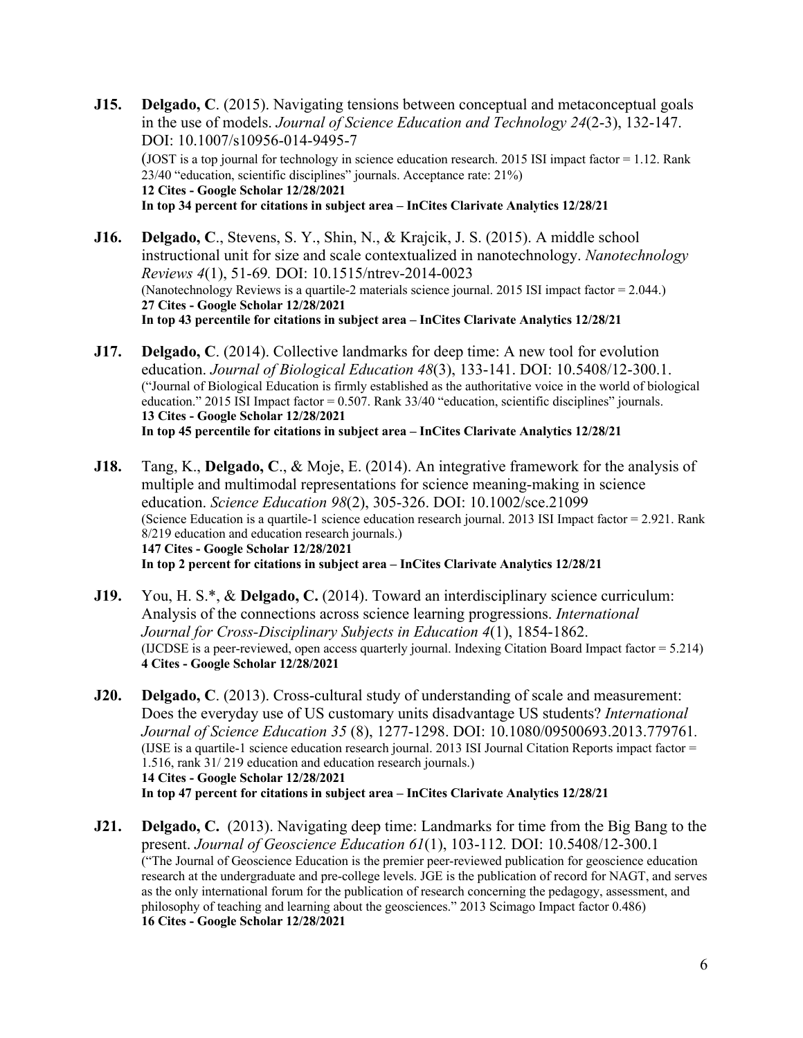**J15.** **Delgado, C**. (2015). Navigating tensions between conceptual and metaconceptual goals in the use of models. *Journal of Science Education and Technology 24*(2-3), 132-147. DOI: 10.1007/s10956-014-9495-7
(JOST is a top journal for technology in science education research. 2015 ISI impact factor = 1.12. Rank 23/40 "education, scientific disciplines" journals. Acceptance rate: 21%)
**12 Cites - Google Scholar 12/28/2021**
**In top 34 percent for citations in subject area – InCites Clarivate Analytics 12/28/21**

**J16.** **Delgado, C**., Stevens, S. Y., Shin, N., & Krajcik, J. S. (2015). A middle school instructional unit for size and scale contextualized in nanotechnology. *Nanotechnology Reviews 4*(1), 51-69. DOI: 10.1515/ntrev-2014-0023
(Nanotechnology Reviews is a quartile-2 materials science journal. 2015 ISI impact factor = 2.044.)
**27 Cites - Google Scholar 12/28/2021**
**In top 43 percentile for citations in subject area – InCites Clarivate Analytics 12/28/21**

**J17.** **Delgado, C**. (2014). Collective landmarks for deep time: A new tool for evolution education. *Journal of Biological Education 48*(3), 133-141. DOI: 10.5408/12-300.1.
("Journal of Biological Education is firmly established as the authoritative voice in the world of biological education." 2015 ISI Impact factor = 0.507. Rank 33/40 "education, scientific disciplines" journals.
**13 Cites - Google Scholar 12/28/2021**
**In top 45 percentile for citations in subject area – InCites Clarivate Analytics 12/28/21**

**J18.** Tang, K., **Delgado, C**., & Moje, E. (2014). An integrative framework for the analysis of multiple and multimodal representations for science meaning-making in science education. *Science Education 98*(2), 305-326. DOI: 10.1002/sce.21099
(Science Education is a quartile-1 science education research journal. 2013 ISI Impact factor = 2.921. Rank 8/219 education and education research journals.)
**147 Cites - Google Scholar 12/28/2021**
**In top 2 percent for citations in subject area – InCites Clarivate Analytics 12/28/21**

**J19.** You, H. S.*, & **Delgado, C.** (2014). Toward an interdisciplinary science curriculum: Analysis of the connections across science learning progressions. *International Journal for Cross-Disciplinary Subjects in Education 4*(1), 1854-1862.
(IJCDSE is a peer-reviewed, open access quarterly journal. Indexing Citation Board Impact factor = 5.214)
**4 Cites - Google Scholar 12/28/2021**

**J20.** **Delgado, C**. (2013). Cross-cultural study of understanding of scale and measurement: Does the everyday use of US customary units disadvantage US students? *International Journal of Science Education 35* (8), 1277-1298. DOI: 10.1080/09500693.2013.779761.
(IJSE is a quartile-1 science education research journal. 2013 ISI Journal Citation Reports impact factor = 1.516, rank 31/ 219 education and education research journals.)
**14 Cites - Google Scholar 12/28/2021**
**In top 47 percent for citations in subject area – InCites Clarivate Analytics 12/28/21**

**J21.** **Delgado, C.** (2013). Navigating deep time: Landmarks for time from the Big Bang to the present. *Journal of Geoscience Education 61*(1), 103-112. DOI: 10.5408/12-300.1
("The Journal of Geoscience Education is the premier peer-reviewed publication for geoscience education research at the undergraduate and pre-college levels. JGE is the publication of record for NAGT, and serves as the only international forum for the publication of research concerning the pedagogy, assessment, and philosophy of teaching and learning about the geosciences." 2013 Scimago Impact factor 0.486)
**16 Cites - Google Scholar 12/28/2021**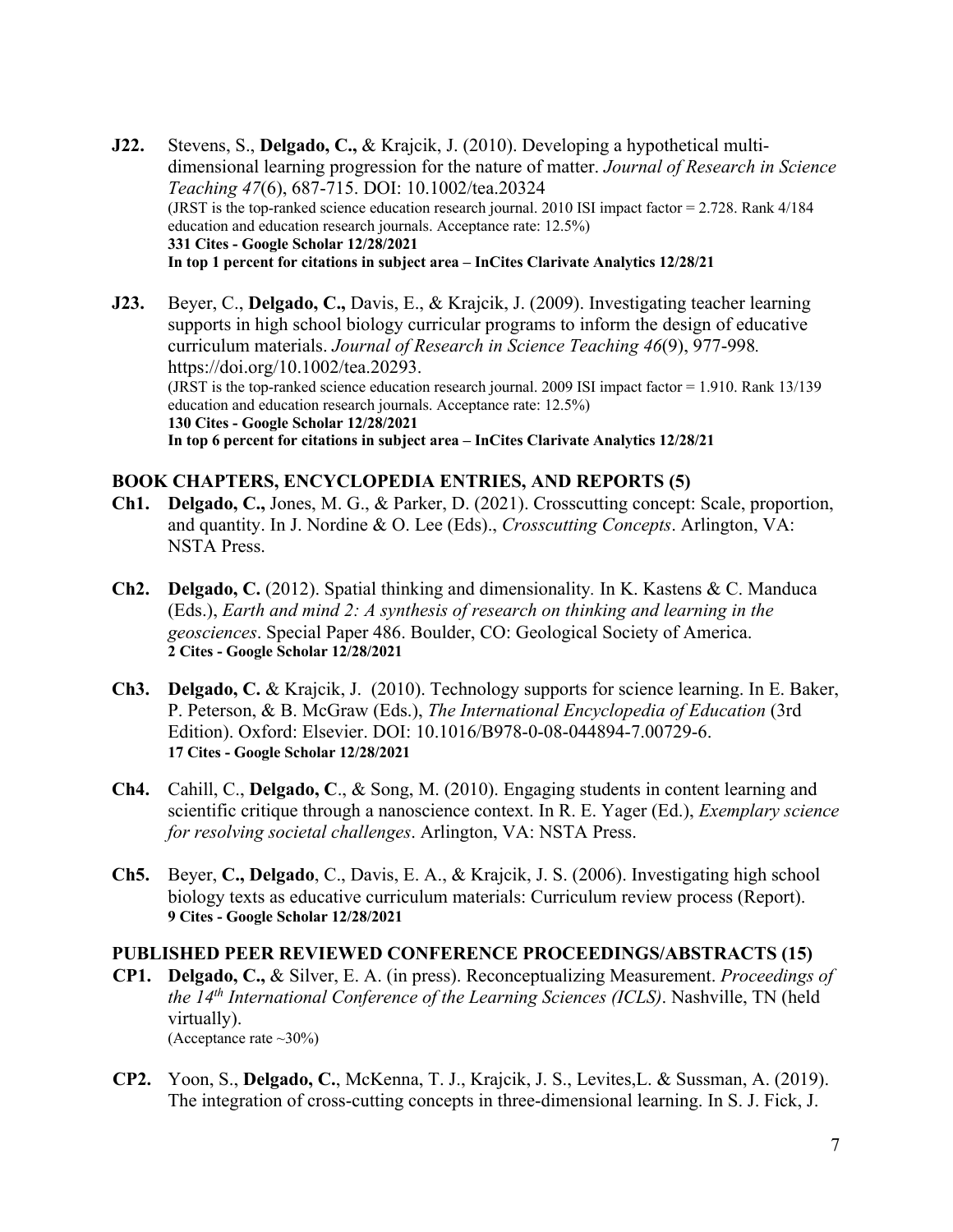**J22.** Stevens, S., **Delgado, C.,** & Krajcik, J. (2010). Developing a hypothetical multi-dimensional learning progression for the nature of matter. *Journal of Research in Science Teaching 47*(6), 687-715. DOI: 10.1002/tea.20324
(JRST is the top-ranked science education research journal. 2010 ISI impact factor = 2.728. Rank 4/184 education and education research journals. Acceptance rate: 12.5%)
**331 Cites - Google Scholar 12/28/2021**
**In top 1 percent for citations in subject area – InCites Clarivate Analytics 12/28/21**

**J23.** Beyer, C., **Delgado, C.,** Davis, E., & Krajcik, J. (2009). Investigating teacher learning supports in high school biology curricular programs to inform the design of educative curriculum materials. *Journal of Research in Science Teaching 46*(9), 977-998. https://doi.org/10.1002/tea.20293.
(JRST is the top-ranked science education research journal. 2009 ISI impact factor = 1.910. Rank 13/139 education and education research journals. Acceptance rate: 12.5%)
**130 Cites - Google Scholar 12/28/2021**
**In top 6 percent for citations in subject area – InCites Clarivate Analytics 12/28/21**

## BOOK CHAPTERS, ENCYCLOPEDIA ENTRIES, AND REPORTS (5)

**Ch1.** **Delgado, C.,** Jones, M. G., & Parker, D. (2021). Crosscutting concept: Scale, proportion, and quantity. In J. Nordine & O. Lee (Eds)., *Crosscutting Concepts*. Arlington, VA: NSTA Press.

**Ch2.** **Delgado, C.** (2012). Spatial thinking and dimensionality. In K. Kastens & C. Manduca (Eds.), *Earth and mind 2: A synthesis of research on thinking and learning in the geosciences*. Special Paper 486. Boulder, CO: Geological Society of America.
**2 Cites - Google Scholar 12/28/2021**

**Ch3.** **Delgado, C.** & Krajcik, J. (2010). Technology supports for science learning. In E. Baker, P. Peterson, & B. McGraw (Eds.), *The International Encyclopedia of Education* (3rd Edition). Oxford: Elsevier. DOI: 10.1016/B978-0-08-044894-7.00729-6.
**17 Cites - Google Scholar 12/28/2021**

**Ch4.** Cahill, C., **Delgado, C**., & Song, M. (2010). Engaging students in content learning and scientific critique through a nanoscience context. In R. E. Yager (Ed.), *Exemplary science for resolving societal challenges*. Arlington, VA: NSTA Press.

**Ch5.** Beyer, **C., Delgado**, C., Davis, E. A., & Krajcik, J. S. (2006). Investigating high school biology texts as educative curriculum materials: Curriculum review process (Report).
**9 Cites - Google Scholar 12/28/2021**

## PUBLISHED PEER REVIEWED CONFERENCE PROCEEDINGS/ABSTRACTS (15)

**CP1.** **Delgado, C.,** & Silver, E. A. (in press). Reconceptualizing Measurement. *Proceedings of the 14th International Conference of the Learning Sciences (ICLS)*. Nashville, TN (held virtually).
(Acceptance rate ~30%)

**CP2.** Yoon, S., **Delgado, C.**, McKenna, T. J., Krajcik, J. S., Levites,L. & Sussman, A. (2019). The integration of cross-cutting concepts in three-dimensional learning. In S. J. Fick, J.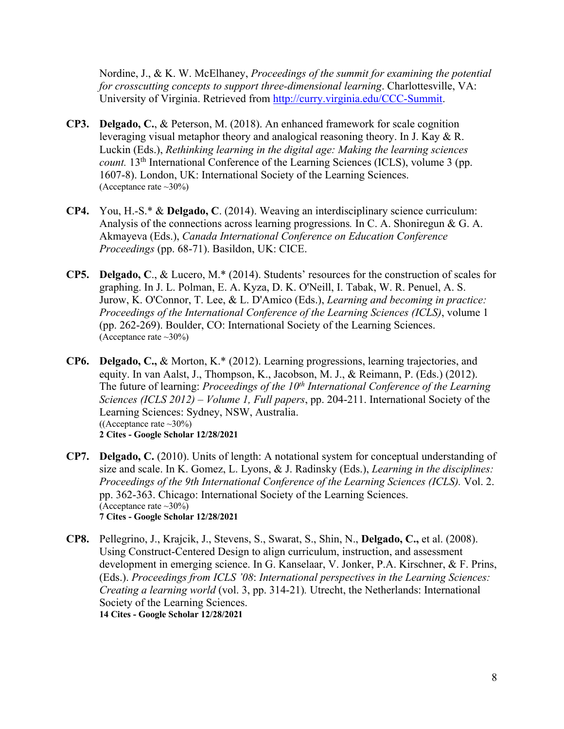Nordine, J., & K. W. McElhaney, *Proceedings of the summit for examining the potential for crosscutting concepts to support three-dimensional learning*. Charlottesville, VA: University of Virginia. Retrieved from http://curry.virginia.edu/CCC-Summit.

**CP3.** **Delgado, C.**, & Peterson, M. (2018). An enhanced framework for scale cognition leveraging visual metaphor theory and analogical reasoning theory. In J. Kay & R. Luckin (Eds.), *Rethinking learning in the digital age: Making the learning sciences count.* 13th International Conference of the Learning Sciences (ICLS), volume 3 (pp. 1607-8). London, UK: International Society of the Learning Sciences.
(Acceptance rate ~30%)

**CP4.** You, H.-S.* & **Delgado, C**. (2014). Weaving an interdisciplinary science curriculum: Analysis of the connections across learning progressions*.* In C. A. Shoniregun & G. A. Akmayeva (Eds.), *Canada International Conference on Education Conference Proceedings* (pp. 68-71). Basildon, UK: CICE.

**CP5.** **Delgado, C**., & Lucero, M.* (2014). Students' resources for the construction of scales for graphing. In J. L. Polman, E. A. Kyza, D. K. O'Neill, I. Tabak, W. R. Penuel, A. S. Jurow, K. O'Connor, T. Lee, & L. D'Amico (Eds.), *Learning and becoming in practice: Proceedings of the International Conference of the Learning Sciences (ICLS)*, volume 1 (pp. 262-269). Boulder, CO: International Society of the Learning Sciences.
(Acceptance rate ~30%)

**CP6.** **Delgado, C.,** & Morton, K.* (2012). Learning progressions, learning trajectories, and equity. In van Aalst, J., Thompson, K., Jacobson, M. J., & Reimann, P. (Eds.) (2012). The future of learning: *Proceedings of the 10th International Conference of the Learning Sciences (ICLS 2012) – Volume 1, Full papers*, pp. 204-211. International Society of the Learning Sciences: Sydney, NSW, Australia.
((Acceptance rate ~30%)
**2 Cites - Google Scholar 12/28/2021**

**CP7.** **Delgado, C.** (2010). Units of length: A notational system for conceptual understanding of size and scale. In K. Gomez, L. Lyons, & J. Radinsky (Eds.), *Learning in the disciplines: Proceedings of the 9th International Conference of the Learning Sciences (ICLS).* Vol. 2. pp. 362-363. Chicago: International Society of the Learning Sciences.
(Acceptance rate ~30%)
**7 Cites - Google Scholar 12/28/2021**

**CP8.** Pellegrino, J., Krajcik, J., Stevens, S., Swarat, S., Shin, N., **Delgado, C.,** et al. (2008). Using Construct-Centered Design to align curriculum, instruction, and assessment development in emerging science. In G. Kanselaar, V. Jonker, P.A. Kirschner, & F. Prins, (Eds.). *Proceedings from ICLS '08*: *International perspectives in the Learning Sciences: Creating a learning world* (vol. 3, pp. 314-21)*.* Utrecht, the Netherlands: International Society of the Learning Sciences.
**14 Cites - Google Scholar 12/28/2021**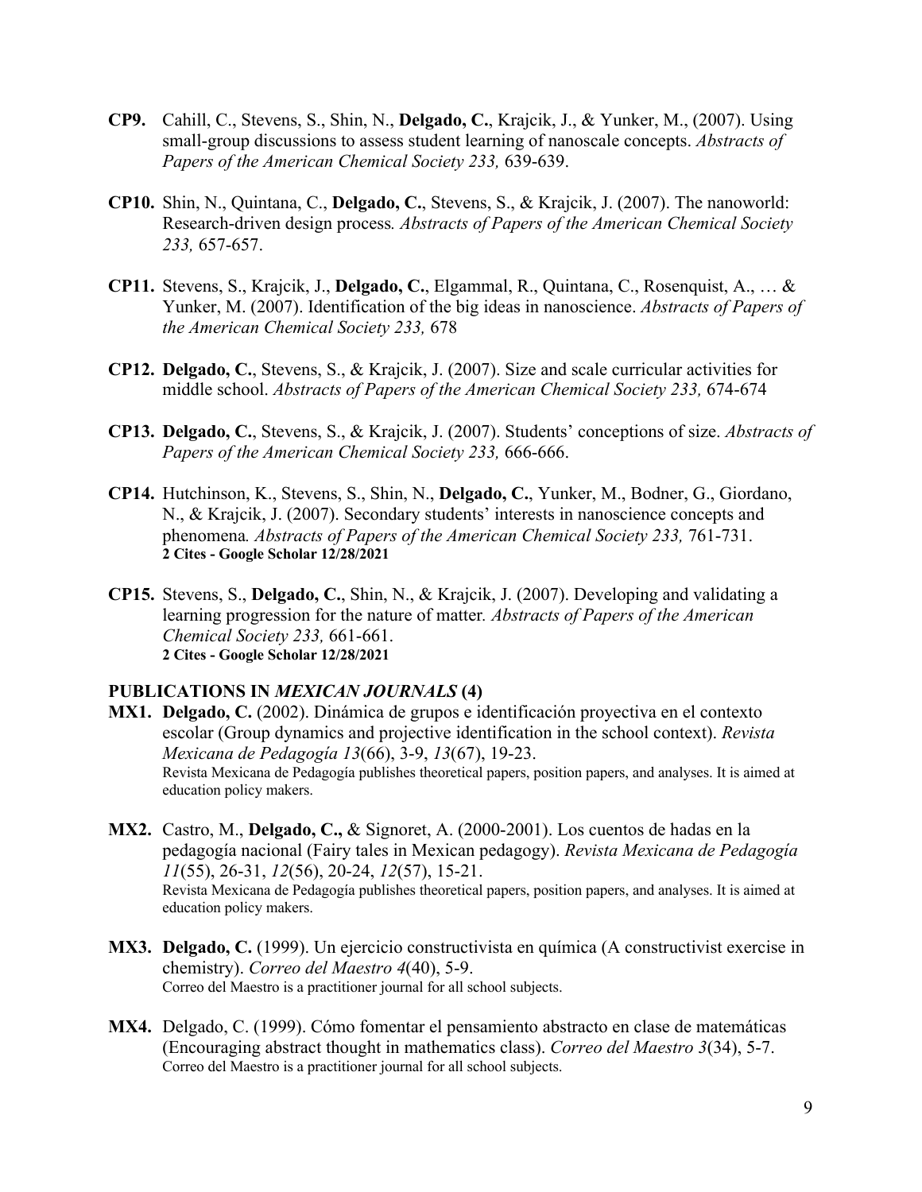**CP9.** Cahill, C., Stevens, S., Shin, N., **Delgado, C.**, Krajcik, J., & Yunker, M., (2007). Using small-group discussions to assess student learning of nanoscale concepts. *Abstracts of Papers of the American Chemical Society 233,* 639-639.

**CP10.** Shin, N., Quintana, C., **Delgado, C.**, Stevens, S., & Krajcik, J. (2007). The nanoworld: Research-driven design process*. Abstracts of Papers of the American Chemical Society 233,* 657-657.

**CP11.** Stevens, S., Krajcik, J., **Delgado, C.**, Elgammal, R., Quintana, C., Rosenquist, A., … & Yunker, M. (2007). Identification of the big ideas in nanoscience. *Abstracts of Papers of the American Chemical Society 233,* 678

**CP12.** **Delgado, C.**, Stevens, S., & Krajcik, J. (2007). Size and scale curricular activities for middle school. *Abstracts of Papers of the American Chemical Society 233,* 674-674

**CP13.** **Delgado, C.**, Stevens, S., & Krajcik, J. (2007). Students' conceptions of size. *Abstracts of Papers of the American Chemical Society 233,* 666-666.

**CP14.** Hutchinson, K., Stevens, S., Shin, N., **Delgado, C.**, Yunker, M., Bodner, G., Giordano, N., & Krajcik, J. (2007). Secondary students' interests in nanoscience concepts and phenomena*. Abstracts of Papers of the American Chemical Society 233,* 761-731.
**2 Cites - Google Scholar 12/28/2021**

**CP15.** Stevens, S., **Delgado, C.**, Shin, N., & Krajcik, J. (2007). Developing and validating a learning progression for the nature of matter*. Abstracts of Papers of the American Chemical Society 233,* 661-661.
**2 Cites - Google Scholar 12/28/2021**

## PUBLICATIONS IN *MEXICAN JOURNALS* (4)

**MX1.** **Delgado, C.** (2002). Dinámica de grupos e identificación proyectiva en el contexto escolar (Group dynamics and projective identification in the school context). *Revista Mexicana de Pedagogía 13*(66), 3-9, *13*(67), 19-23.
Revista Mexicana de Pedagogía publishes theoretical papers, position papers, and analyses. It is aimed at education policy makers.

**MX2.** Castro, M., **Delgado, C.,** & Signoret, A. (2000-2001). Los cuentos de hadas en la pedagogía nacional (Fairy tales in Mexican pedagogy). *Revista Mexicana de Pedagogía 11*(55), 26-31, *12*(56), 20-24, *12*(57), 15-21.
Revista Mexicana de Pedagogía publishes theoretical papers, position papers, and analyses. It is aimed at education policy makers.

**MX3.** **Delgado, C.** (1999). Un ejercicio constructivista en química (A constructivist exercise in chemistry). *Correo del Maestro 4*(40), 5-9.
Correo del Maestro is a practitioner journal for all school subjects.

**MX4.** Delgado, C. (1999). Cómo fomentar el pensamiento abstracto en clase de matemáticas (Encouraging abstract thought in mathematics class). *Correo del Maestro 3*(34), 5-7.
Correo del Maestro is a practitioner journal for all school subjects.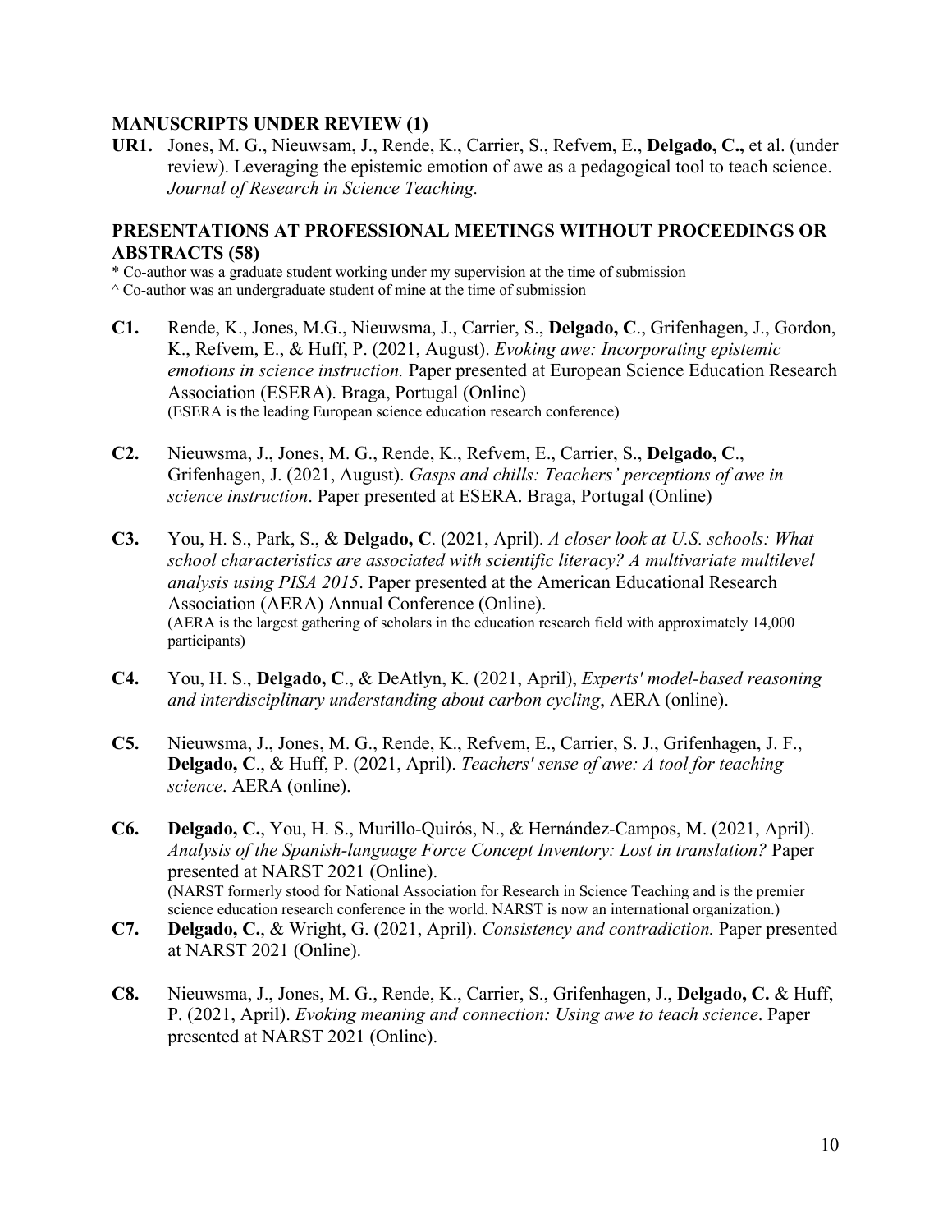### MANUSCRIPTS UNDER REVIEW (1)

**UR1.** Jones, M. G., Nieuwsam, J., Rende, K., Carrier, S., Refvem, E., **Delgado, C.,** et al. (under review). Leveraging the epistemic emotion of awe as a pedagogical tool to teach science. *Journal of Research in Science Teaching.*

### PRESENTATIONS AT PROFESSIONAL MEETINGS WITHOUT PROCEEDINGS OR ABSTRACTS (58)

\* Co-author was a graduate student working under my supervision at the time of submission
^ Co-author was an undergraduate student of mine at the time of submission

**C1.** Rende, K., Jones, M.G., Nieuwsma, J., Carrier, S., **Delgado, C**., Grifenhagen, J., Gordon, K., Refvem, E., & Huff, P. (2021, August). *Evoking awe: Incorporating epistemic emotions in science instruction.* Paper presented at European Science Education Research Association (ESERA). Braga, Portugal (Online)
(ESERA is the leading European science education research conference)

**C2.** Nieuwsma, J., Jones, M. G., Rende, K., Refvem, E., Carrier, S., **Delgado, C**., Grifenhagen, J. (2021, August). *Gasps and chills: Teachers' perceptions of awe in science instruction*. Paper presented at ESERA. Braga, Portugal (Online)

**C3.** You, H. S., Park, S., & **Delgado, C**. (2021, April). *A closer look at U.S. schools: What school characteristics are associated with scientific literacy? A multivariate multilevel analysis using PISA 2015*. Paper presented at the American Educational Research Association (AERA) Annual Conference (Online).
(AERA is the largest gathering of scholars in the education research field with approximately 14,000 participants)

**C4.** You, H. S., **Delgado, C**., & DeAtlyn, K. (2021, April), *Experts' model-based reasoning and interdisciplinary understanding about carbon cycling*, AERA (online).

**C5.** Nieuwsma, J., Jones, M. G., Rende, K., Refvem, E., Carrier, S. J., Grifenhagen, J. F., **Delgado, C**., & Huff, P. (2021, April). *Teachers' sense of awe: A tool for teaching science*. AERA (online).

**C6.** **Delgado, C.**, You, H. S., Murillo-Quirós, N., & Hernández-Campos, M. (2021, April). *Analysis of the Spanish-language Force Concept Inventory: Lost in translation?* Paper presented at NARST 2021 (Online).
(NARST formerly stood for National Association for Research in Science Teaching and is the premier science education research conference in the world. NARST is now an international organization.)

**C7.** **Delgado, C.**, & Wright, G. (2021, April). *Consistency and contradiction.* Paper presented at NARST 2021 (Online).

**C8.** Nieuwsma, J., Jones, M. G., Rende, K., Carrier, S., Grifenhagen, J., **Delgado, C.** & Huff, P. (2021, April). *Evoking meaning and connection: Using awe to teach science*. Paper presented at NARST 2021 (Online).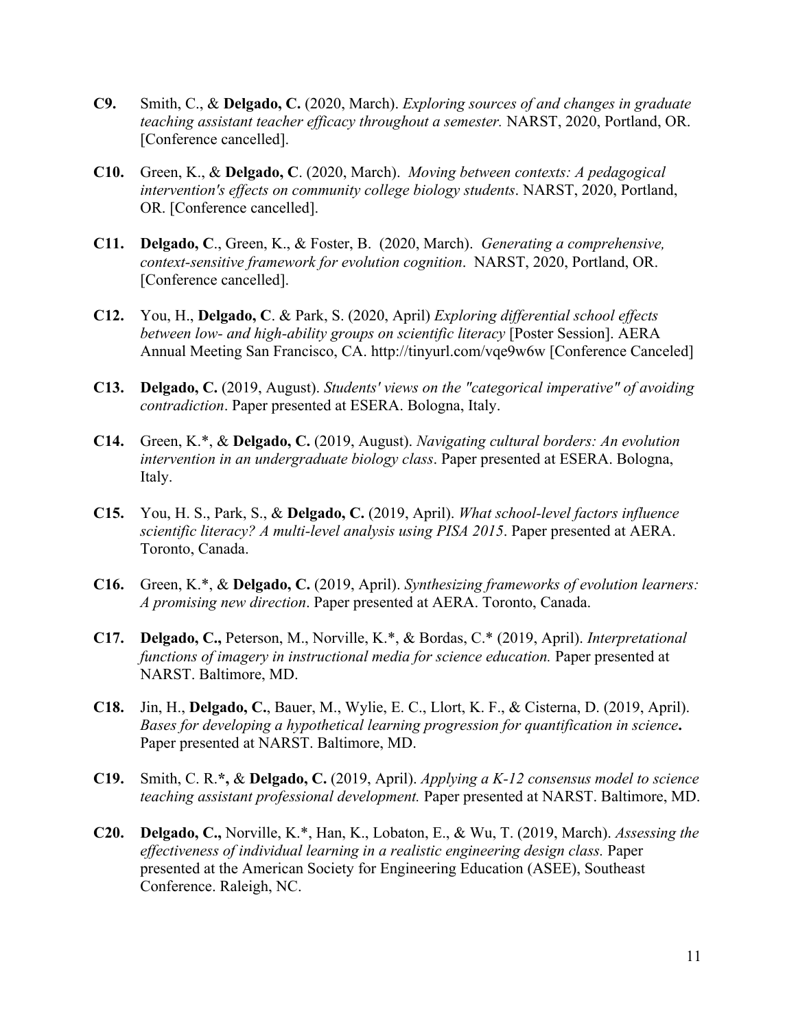**C9.** Smith, C., & **Delgado, C.** (2020, March). *Exploring sources of and changes in graduate teaching assistant teacher efficacy throughout a semester.* NARST, 2020, Portland, OR. [Conference cancelled].

**C10.** Green, K., & **Delgado, C**. (2020, March). *Moving between contexts: A pedagogical intervention's effects on community college biology students*. NARST, 2020, Portland, OR. [Conference cancelled].

**C11.** **Delgado, C**., Green, K., & Foster, B. (2020, March). *Generating a comprehensive, context-sensitive framework for evolution cognition*. NARST, 2020, Portland, OR. [Conference cancelled].

**C12.** You, H., **Delgado, C**. & Park, S. (2020, April) *Exploring differential school effects between low- and high-ability groups on scientific literacy* [Poster Session]. AERA Annual Meeting San Francisco, CA. http://tinyurl.com/vqe9w6w [Conference Canceled]

**C13.** **Delgado, C.** (2019, August). *Students' views on the "categorical imperative" of avoiding contradiction*. Paper presented at ESERA. Bologna, Italy.

**C14.** Green, K.*, & **Delgado, C.** (2019, August). *Navigating cultural borders: An evolution intervention in an undergraduate biology class*. Paper presented at ESERA. Bologna, Italy.

**C15.** You, H. S., Park, S., & **Delgado, C.** (2019, April). *What school-level factors influence scientific literacy? A multi-level analysis using PISA 2015*. Paper presented at AERA. Toronto, Canada.

**C16.** Green, K.*, & **Delgado, C.** (2019, April). *Synthesizing frameworks of evolution learners: A promising new direction*. Paper presented at AERA. Toronto, Canada.

**C17.** **Delgado, C.,** Peterson, M., Norville, K.*, & Bordas, C.* (2019, April). *Interpretational functions of imagery in instructional media for science education.* Paper presented at NARST. Baltimore, MD.

**C18.** Jin, H., **Delgado, C.**, Bauer, M., Wylie, E. C., Llort, K. F., & Cisterna, D. (2019, April). *Bases for developing a hypothetical learning progression for quantification in science***.** Paper presented at NARST. Baltimore, MD.

**C19.** Smith, C. R.**\*,** & **Delgado, C.** (2019, April). *Applying a K-12 consensus model to science teaching assistant professional development.* Paper presented at NARST. Baltimore, MD.

**C20.** **Delgado, C.,** Norville, K.*, Han, K., Lobaton, E., & Wu, T. (2019, March). *Assessing the effectiveness of individual learning in a realistic engineering design class.* Paper presented at the American Society for Engineering Education (ASEE), Southeast Conference. Raleigh, NC.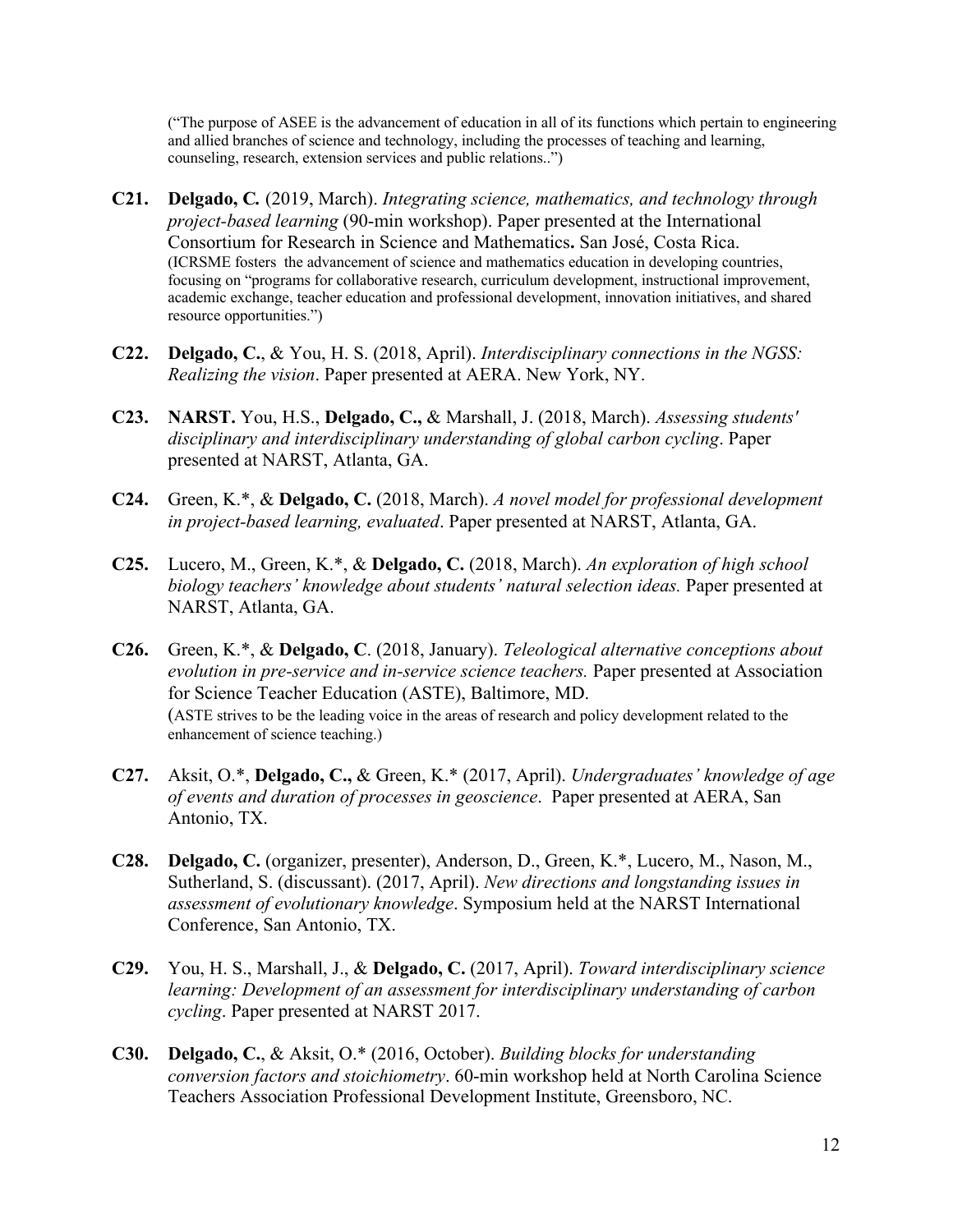("The purpose of ASEE is the advancement of education in all of its functions which pertain to engineering and allied branches of science and technology, including the processes of teaching and learning, counseling, research, extension services and public relations..")

**C21.** **Delgado, C.** (2019, March). *Integrating science, mathematics, and technology through project-based learning* (90-min workshop). Paper presented at the International Consortium for Research in Science and Mathematics**.** San José, Costa Rica.
(ICRSME fosters the advancement of science and mathematics education in developing countries, focusing on "programs for collaborative research, curriculum development, instructional improvement, academic exchange, teacher education and professional development, innovation initiatives, and shared resource opportunities.")

**C22.** **Delgado, C.**, & You, H. S. (2018, April). *Interdisciplinary connections in the NGSS: Realizing the vision*. Paper presented at AERA. New York, NY.

**C23.** **NARST.** You, H.S., **Delgado, C.,** & Marshall, J. (2018, March). *Assessing students' disciplinary and interdisciplinary understanding of global carbon cycling*. Paper presented at NARST, Atlanta, GA.

**C24.** Green, K.*, & **Delgado, C.** (2018, March). *A novel model for professional development in project-based learning, evaluated*. Paper presented at NARST, Atlanta, GA.

**C25.** Lucero, M., Green, K.*, & **Delgado, C.** (2018, March). *An exploration of high school biology teachers' knowledge about students' natural selection ideas.* Paper presented at NARST, Atlanta, GA.

**C26.** Green, K.*, & **Delgado, C**. (2018, January). *Teleological alternative conceptions about evolution in pre-service and in-service science teachers.* Paper presented at Association for Science Teacher Education (ASTE), Baltimore, MD.
(ASTE strives to be the leading voice in the areas of research and policy development related to the enhancement of science teaching.)

**C27.** Aksit, O.*, **Delgado, C.,** & Green, K.* (2017, April). *Undergraduates' knowledge of age of events and duration of processes in geoscience*. Paper presented at AERA, San Antonio, TX.

**C28.** **Delgado, C.** (organizer, presenter), Anderson, D., Green, K.*, Lucero, M., Nason, M., Sutherland, S. (discussant). (2017, April). *New directions and longstanding issues in assessment of evolutionary knowledge*. Symposium held at the NARST International Conference, San Antonio, TX.

**C29.** You, H. S., Marshall, J., & **Delgado, C.** (2017, April). *Toward interdisciplinary science learning: Development of an assessment for interdisciplinary understanding of carbon cycling*. Paper presented at NARST 2017.

**C30.** **Delgado, C.**, & Aksit, O.* (2016, October). *Building blocks for understanding conversion factors and stoichiometry*. 60-min workshop held at North Carolina Science Teachers Association Professional Development Institute, Greensboro, NC.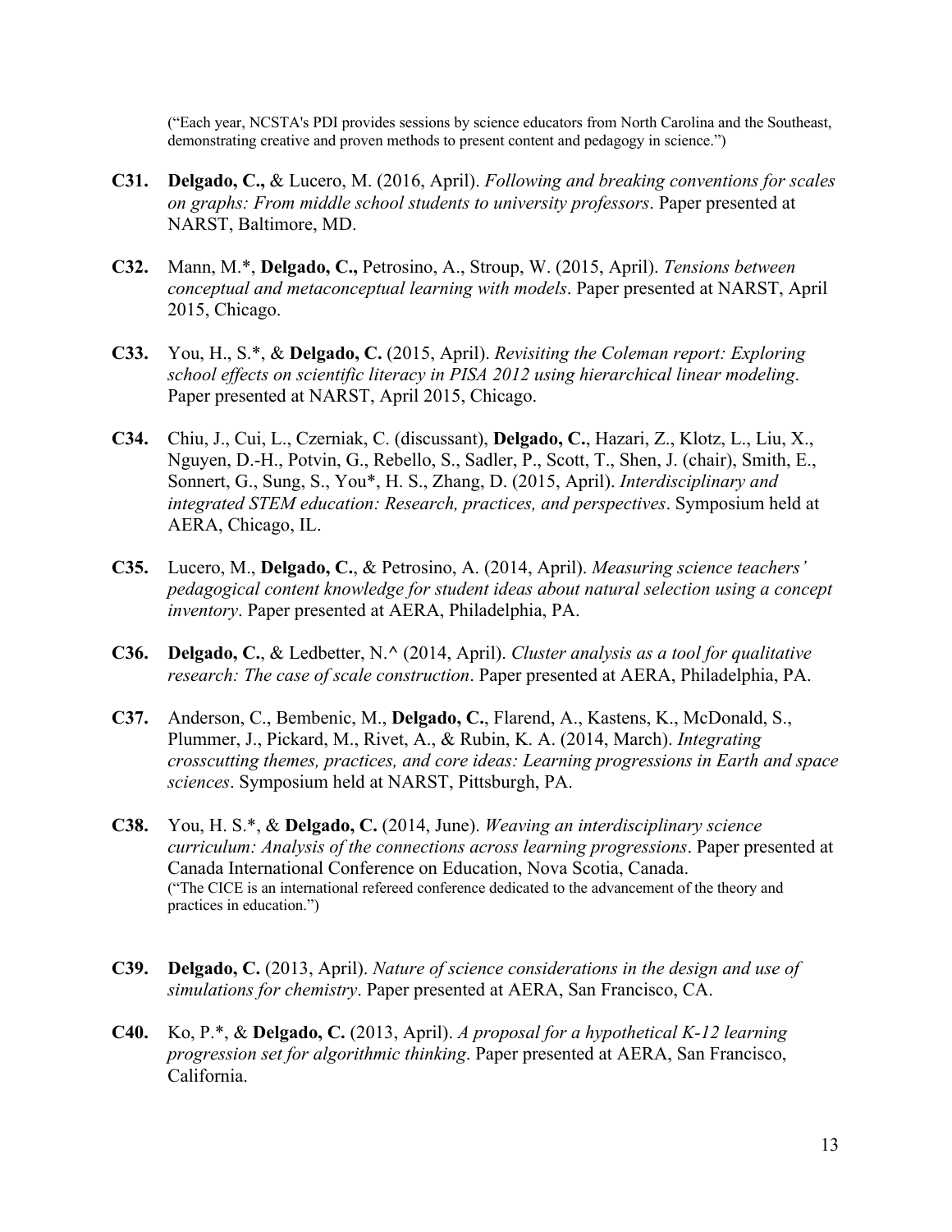("Each year, NCSTA's PDI provides sessions by science educators from North Carolina and the Southeast, demonstrating creative and proven methods to present content and pedagogy in science.")

**C31.** **Delgado, C.,** & Lucero, M. (2016, April). *Following and breaking conventions for scales on graphs: From middle school students to university professors*. Paper presented at NARST, Baltimore, MD.

**C32.** Mann, M.*, **Delgado, C.,** Petrosino, A., Stroup, W. (2015, April). *Tensions between conceptual and metaconceptual learning with models*. Paper presented at NARST, April 2015, Chicago.

**C33.** You, H., S.*, & **Delgado, C.** (2015, April). *Revisiting the Coleman report: Exploring school effects on scientific literacy in PISA 2012 using hierarchical linear modeling*. Paper presented at NARST, April 2015, Chicago.

**C34.** Chiu, J., Cui, L., Czerniak, C. (discussant), **Delgado, C.**, Hazari, Z., Klotz, L., Liu, X., Nguyen, D.-H., Potvin, G., Rebello, S., Sadler, P., Scott, T., Shen, J. (chair), Smith, E., Sonnert, G., Sung, S., You*, H. S., Zhang, D. (2015, April). *Interdisciplinary and integrated STEM education: Research, practices, and perspectives*. Symposium held at AERA, Chicago, IL.

**C35.** Lucero, M., **Delgado, C.**, & Petrosino, A. (2014, April). *Measuring science teachers' pedagogical content knowledge for student ideas about natural selection using a concept inventory*. Paper presented at AERA, Philadelphia, PA.

**C36.** **Delgado, C.**, & Ledbetter, N.^ (2014, April). *Cluster analysis as a tool for qualitative research: The case of scale construction*. Paper presented at AERA, Philadelphia, PA.

**C37.** Anderson, C., Bembenic, M., **Delgado, C.**, Flarend, A., Kastens, K., McDonald, S., Plummer, J., Pickard, M., Rivet, A., & Rubin, K. A. (2014, March). *Integrating crosscutting themes, practices, and core ideas: Learning progressions in Earth and space sciences*. Symposium held at NARST, Pittsburgh, PA.

**C38.** You, H. S.*, & **Delgado, C.** (2014, June). *Weaving an interdisciplinary science curriculum: Analysis of the connections across learning progressions*. Paper presented at Canada International Conference on Education, Nova Scotia, Canada.
("The CICE is an international refereed conference dedicated to the advancement of the theory and practices in education.")

**C39.** **Delgado, C.** (2013, April). *Nature of science considerations in the design and use of simulations for chemistry*. Paper presented at AERA, San Francisco, CA.

**C40.** Ko, P.*, & **Delgado, C.** (2013, April). *A proposal for a hypothetical K-12 learning progression set for algorithmic thinking*. Paper presented at AERA, San Francisco, California.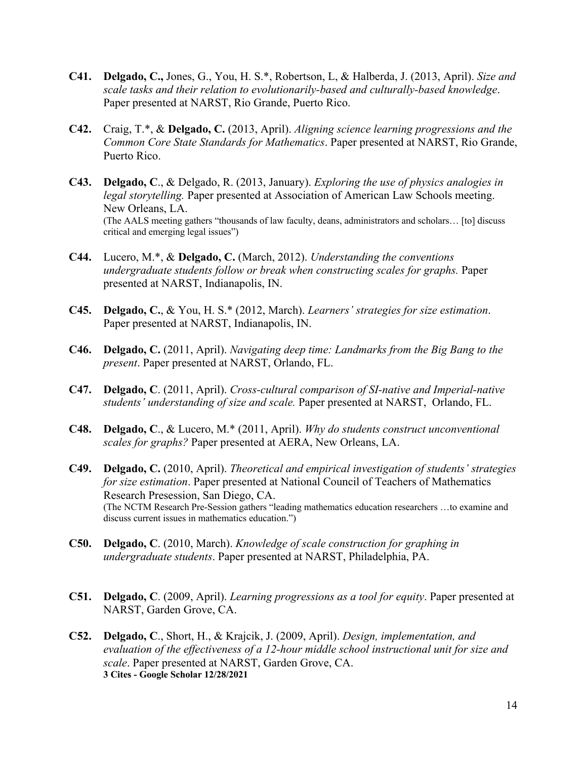**C41.** **Delgado, C.,** Jones, G., You, H. S.*, Robertson, L, & Halberda, J. (2013, April). *Size and scale tasks and their relation to evolutionarily-based and culturally-based knowledge*. Paper presented at NARST, Rio Grande, Puerto Rico.

**C42.** Craig, T.*, & **Delgado, C.** (2013, April). *Aligning science learning progressions and the Common Core State Standards for Mathematics*. Paper presented at NARST, Rio Grande, Puerto Rico.

**C43.** **Delgado, C**., & Delgado, R. (2013, January). *Exploring the use of physics analogies in legal storytelling.* Paper presented at Association of American Law Schools meeting. New Orleans, LA.
(The AALS meeting gathers "thousands of law faculty, deans, administrators and scholars… [to] discuss critical and emerging legal issues")

**C44.** Lucero, M.*, & **Delgado, C.** (March, 2012). *Understanding the conventions undergraduate students follow or break when constructing scales for graphs.* Paper presented at NARST, Indianapolis, IN.

**C45.** **Delgado, C.**, & You, H. S.* (2012, March). *Learners' strategies for size estimation*. Paper presented at NARST, Indianapolis, IN.

**C46.** **Delgado, C.** (2011, April). *Navigating deep time: Landmarks from the Big Bang to the present*. Paper presented at NARST, Orlando, FL.

**C47.** **Delgado, C**. (2011, April). *Cross-cultural comparison of SI-native and Imperial-native students' understanding of size and scale.* Paper presented at NARST, Orlando, FL.

**C48.** **Delgado, C**., & Lucero, M.* (2011, April). *Why do students construct unconventional scales for graphs?* Paper presented at AERA, New Orleans, LA.

**C49.** **Delgado, C.** (2010, April). *Theoretical and empirical investigation of students' strategies for size estimation*. Paper presented at National Council of Teachers of Mathematics Research Presession, San Diego, CA.
(The NCTM Research Pre-Session gathers "leading mathematics education researchers …to examine and discuss current issues in mathematics education.")

**C50.** **Delgado, C**. (2010, March). *Knowledge of scale construction for graphing in undergraduate students*. Paper presented at NARST, Philadelphia, PA.

**C51.** **Delgado, C**. (2009, April). *Learning progressions as a tool for equity*. Paper presented at NARST, Garden Grove, CA.

**C52.** **Delgado, C**., Short, H., & Krajcik, J. (2009, April). *Design, implementation, and evaluation of the effectiveness of a 12-hour middle school instructional unit for size and scale*. Paper presented at NARST, Garden Grove, CA.
**3 Cites - Google Scholar 12/28/2021**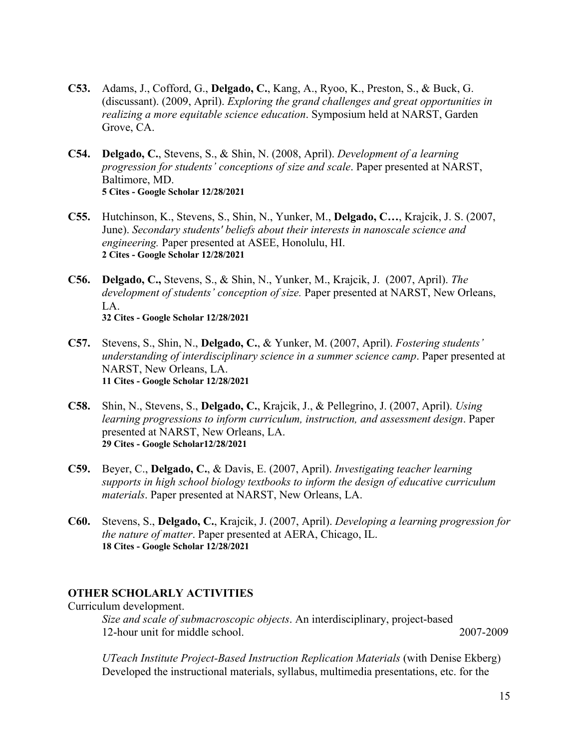**C53.** Adams, J., Cofford, G., **Delgado, C.**, Kang, A., Ryoo, K., Preston, S., & Buck, G. (discussant). (2009, April). *Exploring the grand challenges and great opportunities in realizing a more equitable science education*. Symposium held at NARST, Garden Grove, CA.

**C54.** **Delgado, C.**, Stevens, S., & Shin, N. (2008, April). *Development of a learning progression for students' conceptions of size and scale*. Paper presented at NARST, Baltimore, MD.
**5 Cites - Google Scholar 12/28/2021**

**C55.** Hutchinson, K., Stevens, S., Shin, N., Yunker, M., **Delgado, C…**, Krajcik, J. S. (2007, June). *Secondary students' beliefs about their interests in nanoscale science and engineering.* Paper presented at ASEE, Honolulu, HI.
**2 Cites - Google Scholar 12/28/2021**

**C56.** **Delgado, C.,** Stevens, S., & Shin, N., Yunker, M., Krajcik, J. (2007, April). *The development of students' conception of size.* Paper presented at NARST, New Orleans, LA.
**32 Cites - Google Scholar 12/28/2021**

**C57.** Stevens, S., Shin, N., **Delgado, C.**, & Yunker, M. (2007, April). *Fostering students' understanding of interdisciplinary science in a summer science camp*. Paper presented at NARST, New Orleans, LA.
**11 Cites - Google Scholar 12/28/2021**

**C58.** Shin, N., Stevens, S., **Delgado, C.**, Krajcik, J., & Pellegrino, J. (2007, April). *Using learning progressions to inform curriculum, instruction, and assessment design*. Paper presented at NARST, New Orleans, LA.
**29 Cites - Google Scholar12/28/2021**

**C59.** Beyer, C., **Delgado, C.**, & Davis, E. (2007, April). *Investigating teacher learning supports in high school biology textbooks to inform the design of educative curriculum materials*. Paper presented at NARST, New Orleans, LA.

**C60.** Stevens, S., **Delgado, C.**, Krajcik, J. (2007, April). *Developing a learning progression for the nature of matter*. Paper presented at AERA, Chicago, IL.
**18 Cites - Google Scholar 12/28/2021**

## OTHER SCHOLARLY ACTIVITIES

Curriculum development.

*Size and scale of submacroscopic objects*. An interdisciplinary, project-based 12-hour unit for middle school. 2007-2009

*UTeach Institute Project-Based Instruction Replication Materials* (with Denise Ekberg) Developed the instructional materials, syllabus, multimedia presentations, etc. for the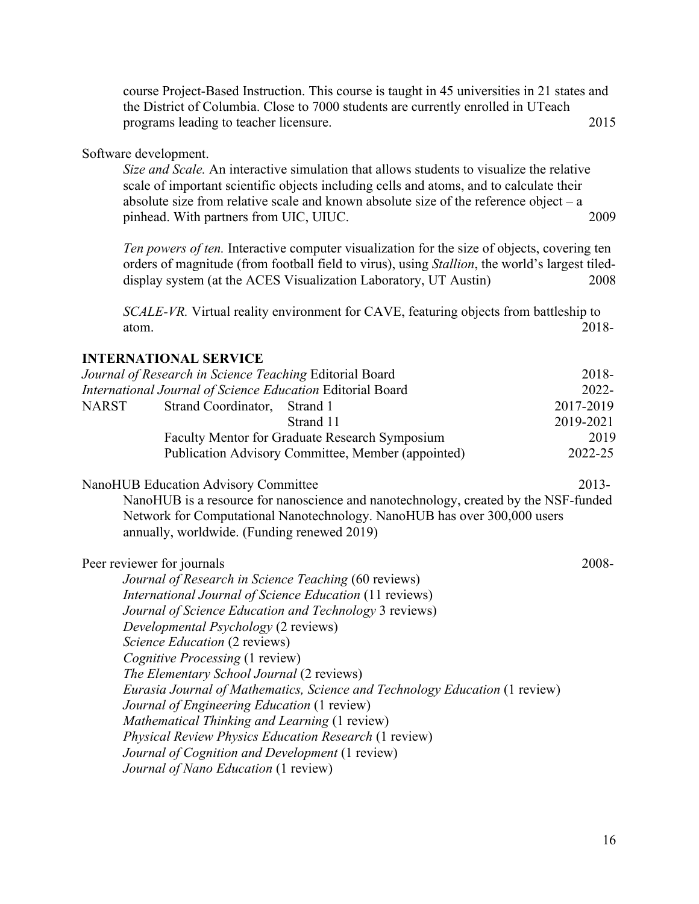course Project-Based Instruction. This course is taught in 45 universities in 21 states and the District of Columbia. Close to 7000 students are currently enrolled in UTeach programs leading to teacher licensure. 2015

Software development.

*Size and Scale.* An interactive simulation that allows students to visualize the relative scale of important scientific objects including cells and atoms, and to calculate their absolute size from relative scale and known absolute size of the reference object – a pinhead. With partners from UIC, UIUC. 2009

*Ten powers of ten.* Interactive computer visualization for the size of objects, covering ten orders of magnitude (from football field to virus), using *Stallion*, the world's largest tiled-display system (at the ACES Visualization Laboratory, UT Austin) 2008

*SCALE-VR.* Virtual reality environment for CAVE, featuring objects from battleship to atom. 2018-

**INTERNATIONAL SERVICE**

| | | |
|---|---|---|
| *Journal of Research in Science Teaching* Editorial Board | | 2018- |
| *International Journal of Science Education* Editorial Board | | 2022- |
| NARST | Strand Coordinator, Strand 1 | 2017-2019 |
| | Strand 11 | 2019-2021 |
| | Faculty Mentor for Graduate Research Symposium | 2019 |
| | Publication Advisory Committee, Member (appointed) | 2022-25 |

NanoHUB Education Advisory Committee 2013-

NanoHUB is a resource for nanoscience and nanotechnology, created by the NSF-funded Network for Computational Nanotechnology. NanoHUB has over 300,000 users annually, worldwide. (Funding renewed 2019)

Peer reviewer for journals 2008-

*Journal of Research in Science Teaching* (60 reviews)
*International Journal of Science Education* (11 reviews)
*Journal of Science Education and Technology* 3 reviews)
*Developmental Psychology* (2 reviews)
*Science Education* (2 reviews)
*Cognitive Processing* (1 review)
*The Elementary School Journal* (2 reviews)
*Eurasia Journal of Mathematics, Science and Technology Education* (1 review)
*Journal of Engineering Education* (1 review)
*Mathematical Thinking and Learning* (1 review)
*Physical Review Physics Education Research* (1 review)
*Journal of Cognition and Development* (1 review)
*Journal of Nano Education* (1 review)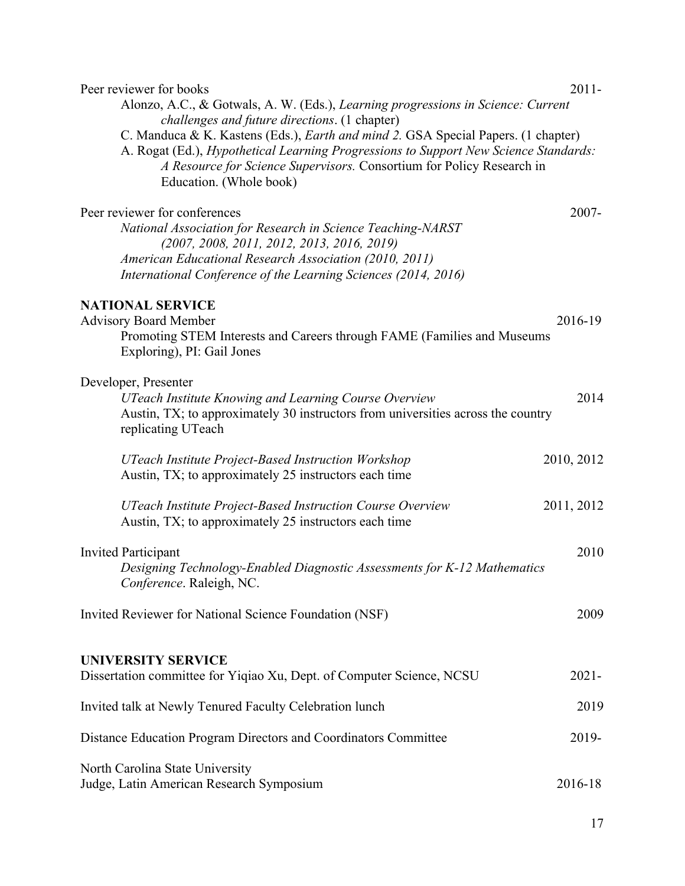Peer reviewer for books 2011-

Alonzo, A.C., & Gotwals, A. W. (Eds.), *Learning progressions in Science: Current challenges and future directions*. (1 chapter)

C. Manduca & K. Kastens (Eds.), *Earth and mind 2.* GSA Special Papers. (1 chapter)

A. Rogat (Ed.), *Hypothetical Learning Progressions to Support New Science Standards: A Resource for Science Supervisors.* Consortium for Policy Research in Education. (Whole book)

Peer reviewer for conferences 2007-

*National Association for Research in Science Teaching-NARST (2007, 2008, 2011, 2012, 2013, 2016, 2019)*

*American Educational Research Association (2010, 2011)*

*International Conference of the Learning Sciences (2014, 2016)*

**NATIONAL SERVICE**

Advisory Board Member 2016-19

Promoting STEM Interests and Careers through FAME (Families and Museums Exploring), PI: Gail Jones

Developer, Presenter

*UTeach Institute Knowing and Learning Course Overview* 2014

Austin, TX; to approximately 30 instructors from universities across the country replicating UTeach

*UTeach Institute Project-Based Instruction Workshop* 2010, 2012

Austin, TX; to approximately 25 instructors each time

*UTeach Institute Project-Based Instruction Course Overview* 2011, 2012

Austin, TX; to approximately 25 instructors each time

Invited Participant 2010

*Designing Technology-Enabled Diagnostic Assessments for K-12 Mathematics Conference*. Raleigh, NC.

Invited Reviewer for National Science Foundation (NSF) 2009

**UNIVERSITY SERVICE**

Dissertation committee for Yiqiao Xu, Dept. of Computer Science, NCSU 2021-

Invited talk at Newly Tenured Faculty Celebration lunch 2019

Distance Education Program Directors and Coordinators Committee 2019-

North Carolina State University
Judge, Latin American Research Symposium 2016-18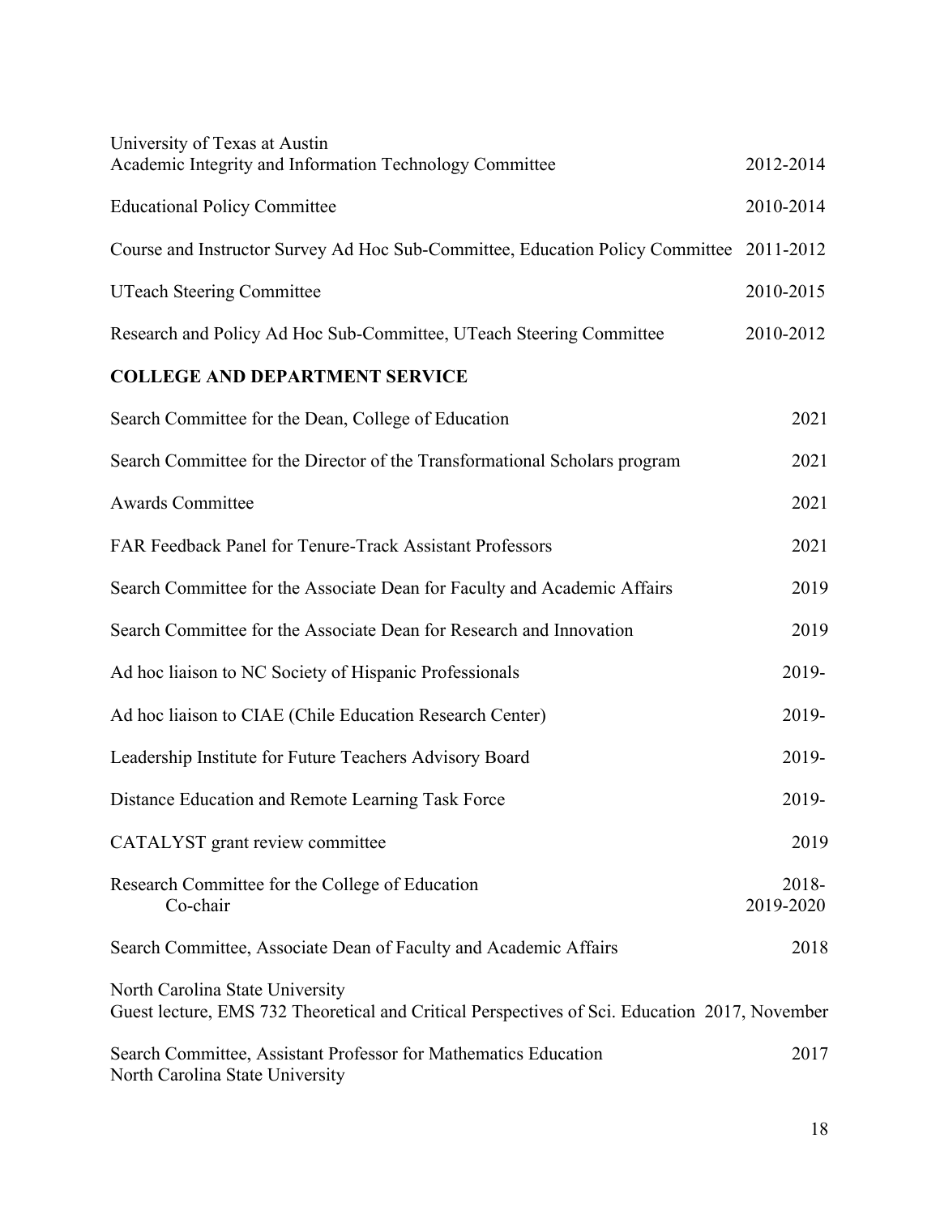University of Texas at Austin
Academic Integrity and Information Technology Committee 2012-2014

Educational Policy Committee 2010-2014

Course and Instructor Survey Ad Hoc Sub-Committee, Education Policy Committee 2011-2012

UTeach Steering Committee 2010-2015

Research and Policy Ad Hoc Sub-Committee, UTeach Steering Committee 2010-2012

**COLLEGE AND DEPARTMENT SERVICE**

Search Committee for the Dean, College of Education 2021

Search Committee for the Director of the Transformational Scholars program 2021

Awards Committee 2021

FAR Feedback Panel for Tenure-Track Assistant Professors 2021

Search Committee for the Associate Dean for Faculty and Academic Affairs 2019

Search Committee for the Associate Dean for Research and Innovation 2019

Ad hoc liaison to NC Society of Hispanic Professionals 2019-

Ad hoc liaison to CIAE (Chile Education Research Center) 2019-

Leadership Institute for Future Teachers Advisory Board 2019-

Distance Education and Remote Learning Task Force 2019-

CATALYST grant review committee 2019

Research Committee for the College of Education 2018-
    Co-chair 2019-2020

Search Committee, Associate Dean of Faculty and Academic Affairs 2018

North Carolina State University
Guest lecture, EMS 732 Theoretical and Critical Perspectives of Sci. Education 2017, November

Search Committee, Assistant Professor for Mathematics Education 2017
North Carolina State University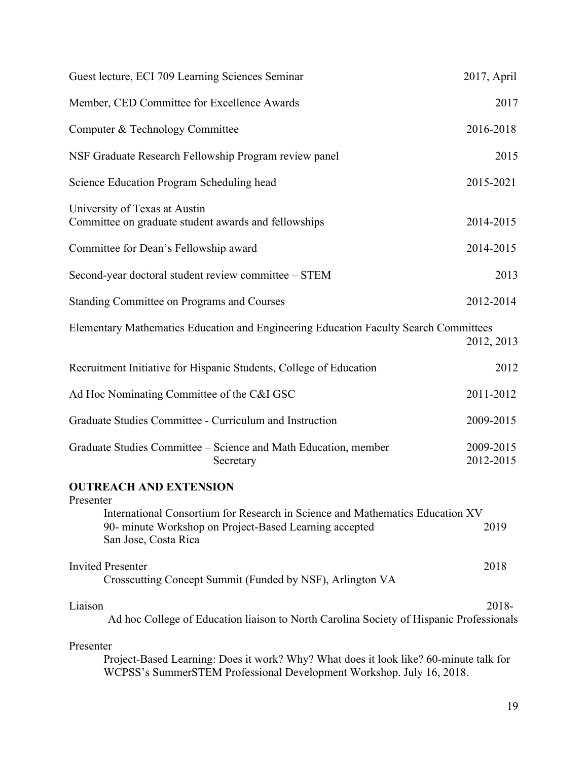Guest lecture, ECI 709 Learning Sciences Seminar 2017, April

Member, CED Committee for Excellence Awards 2017

Computer & Technology Committee 2016-2018

NSF Graduate Research Fellowship Program review panel 2015

Science Education Program Scheduling head 2015-2021

University of Texas at Austin
Committee on graduate student awards and fellowships 2014-2015

Committee for Dean's Fellowship award 2014-2015

Second-year doctoral student review committee – STEM 2013

Standing Committee on Programs and Courses 2012-2014

Elementary Mathematics Education and Engineering Education Faculty Search Committees 2012, 2013

Recruitment Initiative for Hispanic Students, College of Education 2012

Ad Hoc Nominating Committee of the C&I GSC 2011-2012

Graduate Studies Committee - Curriculum and Instruction 2009-2015

Graduate Studies Committee – Science and Math Education, member 2009-2015
Secretary 2012-2015

**OUTREACH AND EXTENSION**

Presenter
International Consortium for Research in Science and Mathematics Education XV
90- minute Workshop on Project-Based Learning accepted 2019
San Jose, Costa Rica

Invited Presenter 2018
Crosscutting Concept Summit (Funded by NSF), Arlington VA

Liaison 2018-
Ad hoc College of Education liaison to North Carolina Society of Hispanic Professionals

Presenter
Project-Based Learning: Does it work? Why? What does it look like? 60-minute talk for WCPSS's SummerSTEM Professional Development Workshop. July 16, 2018.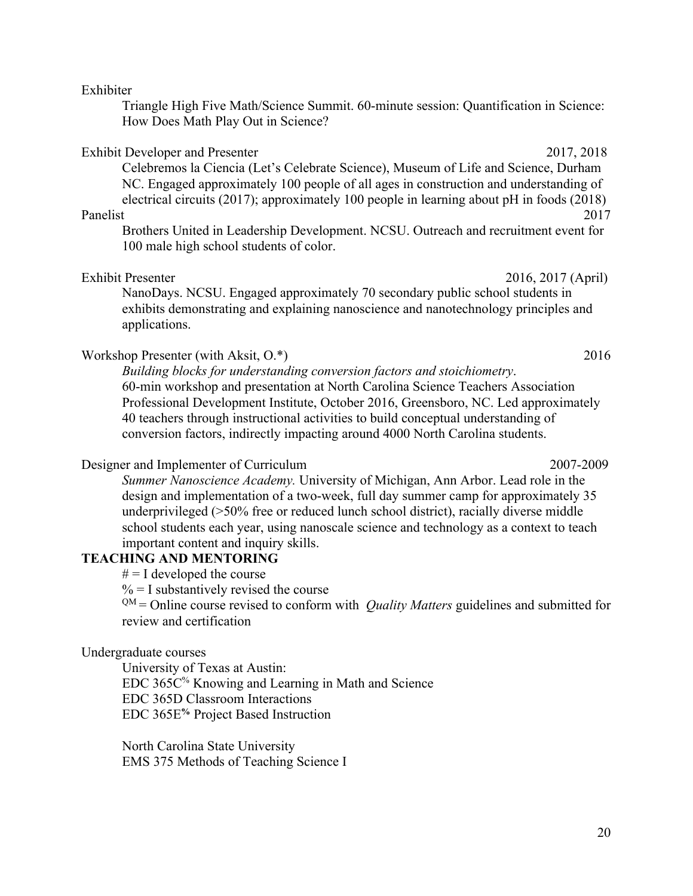Exhibiter

Triangle High Five Math/Science Summit. 60-minute session: Quantification in Science: How Does Math Play Out in Science?

Exhibit Developer and Presenter 2017, 2018

Celebremos la Ciencia (Let's Celebrate Science), Museum of Life and Science, Durham NC. Engaged approximately 100 people of all ages in construction and understanding of electrical circuits (2017); approximately 100 people in learning about pH in foods (2018)

Panelist 2017

Brothers United in Leadership Development. NCSU. Outreach and recruitment event for 100 male high school students of color.

Exhibit Presenter 2016, 2017 (April)

NanoDays. NCSU. Engaged approximately 70 secondary public school students in exhibits demonstrating and explaining nanoscience and nanotechnology principles and applications.

Workshop Presenter (with Aksit, O.*) 2016

*Building blocks for understanding conversion factors and stoichiometry*. 60-min workshop and presentation at North Carolina Science Teachers Association Professional Development Institute, October 2016, Greensboro, NC. Led approximately 40 teachers through instructional activities to build conceptual understanding of conversion factors, indirectly impacting around 4000 North Carolina students.

Designer and Implementer of Curriculum 2007-2009

*Summer Nanoscience Academy.* University of Michigan, Ann Arbor. Lead role in the design and implementation of a two-week, full day summer camp for approximately 35 underprivileged (>50% free or reduced lunch school district), racially diverse middle school students each year, using nanoscale science and technology as a context to teach important content and inquiry skills.

**TEACHING AND MENTORING**

# = I developed the course

% = I substantively revised the course

QM = Online course revised to conform with *Quality Matters* guidelines and submitted for review and certification

Undergraduate courses

University of Texas at Austin:
EDC 365C% Knowing and Learning in Math and Science
EDC 365D Classroom Interactions
EDC 365E% Project Based Instruction

North Carolina State University
EMS 375 Methods of Teaching Science I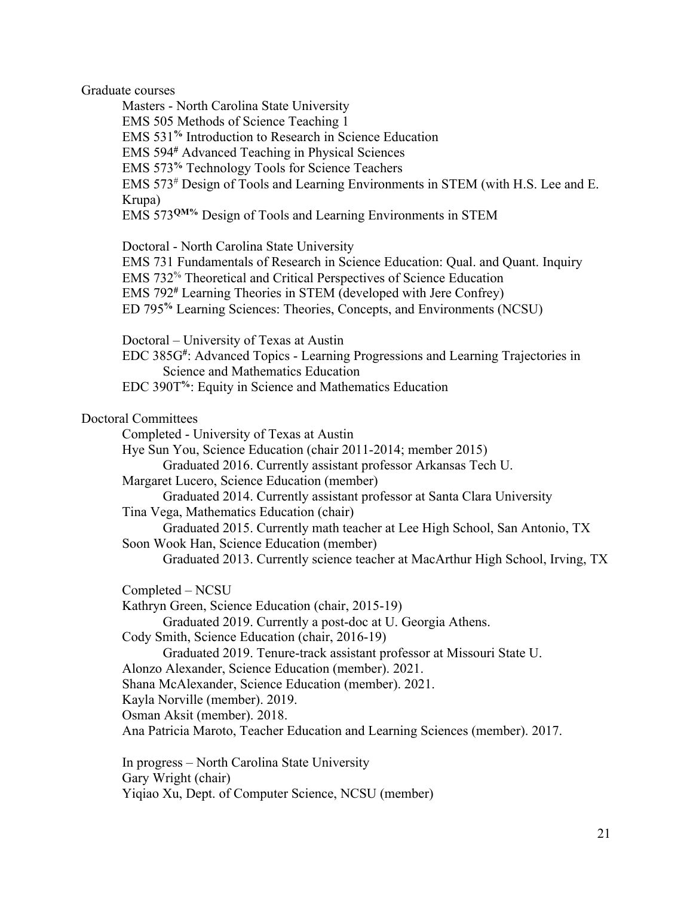Graduate courses

Masters - North Carolina State University

EMS 505 Methods of Science Teaching 1

EMS 531[%] Introduction to Research in Science Education

EMS 594[#] Advanced Teaching in Physical Sciences

EMS 573[%] Technology Tools for Science Teachers

EMS 573[#] Design of Tools and Learning Environments in STEM (with H.S. Lee and E. Krupa)

EMS 573[QM%] Design of Tools and Learning Environments in STEM

Doctoral - North Carolina State University

EMS 731 Fundamentals of Research in Science Education: Qual. and Quant. Inquiry

EMS 732[%] Theoretical and Critical Perspectives of Science Education

EMS 792[#] Learning Theories in STEM (developed with Jere Confrey)

ED 795[%] Learning Sciences: Theories, Concepts, and Environments (NCSU)

Doctoral – University of Texas at Austin

EDC 385G[#]: Advanced Topics - Learning Progressions and Learning Trajectories in Science and Mathematics Education

EDC 390T[%]: Equity in Science and Mathematics Education

Doctoral Committees

Completed - University of Texas at Austin

Hye Sun You, Science Education (chair 2011-2014; member 2015)
Graduated 2016. Currently assistant professor Arkansas Tech U.

Margaret Lucero, Science Education (member)
Graduated 2014. Currently assistant professor at Santa Clara University

Tina Vega, Mathematics Education (chair)
Graduated 2015. Currently math teacher at Lee High School, San Antonio, TX

Soon Wook Han, Science Education (member)
Graduated 2013. Currently science teacher at MacArthur High School, Irving, TX

Completed – NCSU

Kathryn Green, Science Education (chair, 2015-19)
Graduated 2019. Currently a post-doc at U. Georgia Athens.

Cody Smith, Science Education (chair, 2016-19)
Graduated 2019. Tenure-track assistant professor at Missouri State U.

Alonzo Alexander, Science Education (member). 2021.

Shana McAlexander, Science Education (member). 2021.

Kayla Norville (member). 2019.

Osman Aksit (member). 2018.

Ana Patricia Maroto, Teacher Education and Learning Sciences (member). 2017.

In progress – North Carolina State University

Gary Wright (chair)

Yiqiao Xu, Dept. of Computer Science, NCSU (member)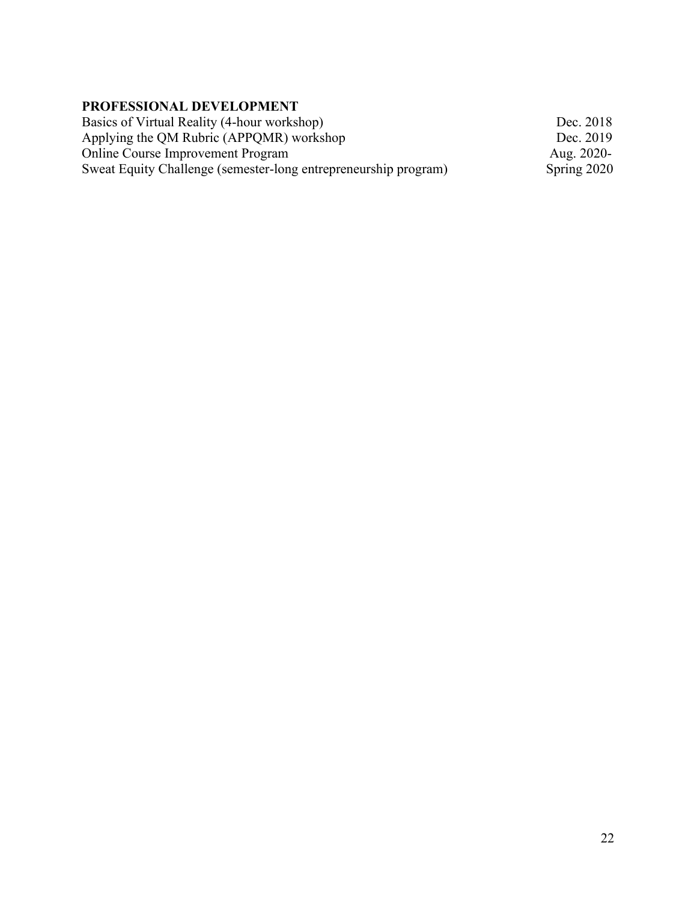**PROFESSIONAL DEVELOPMENT**

| | |
|---|---|
| Basics of Virtual Reality (4-hour workshop) | Dec. 2018 |
| Applying the QM Rubric (APPQMR) workshop | Dec. 2019 |
| Online Course Improvement Program | Aug. 2020- |
| Sweat Equity Challenge (semester-long entrepreneurship program) | Spring 2020 |